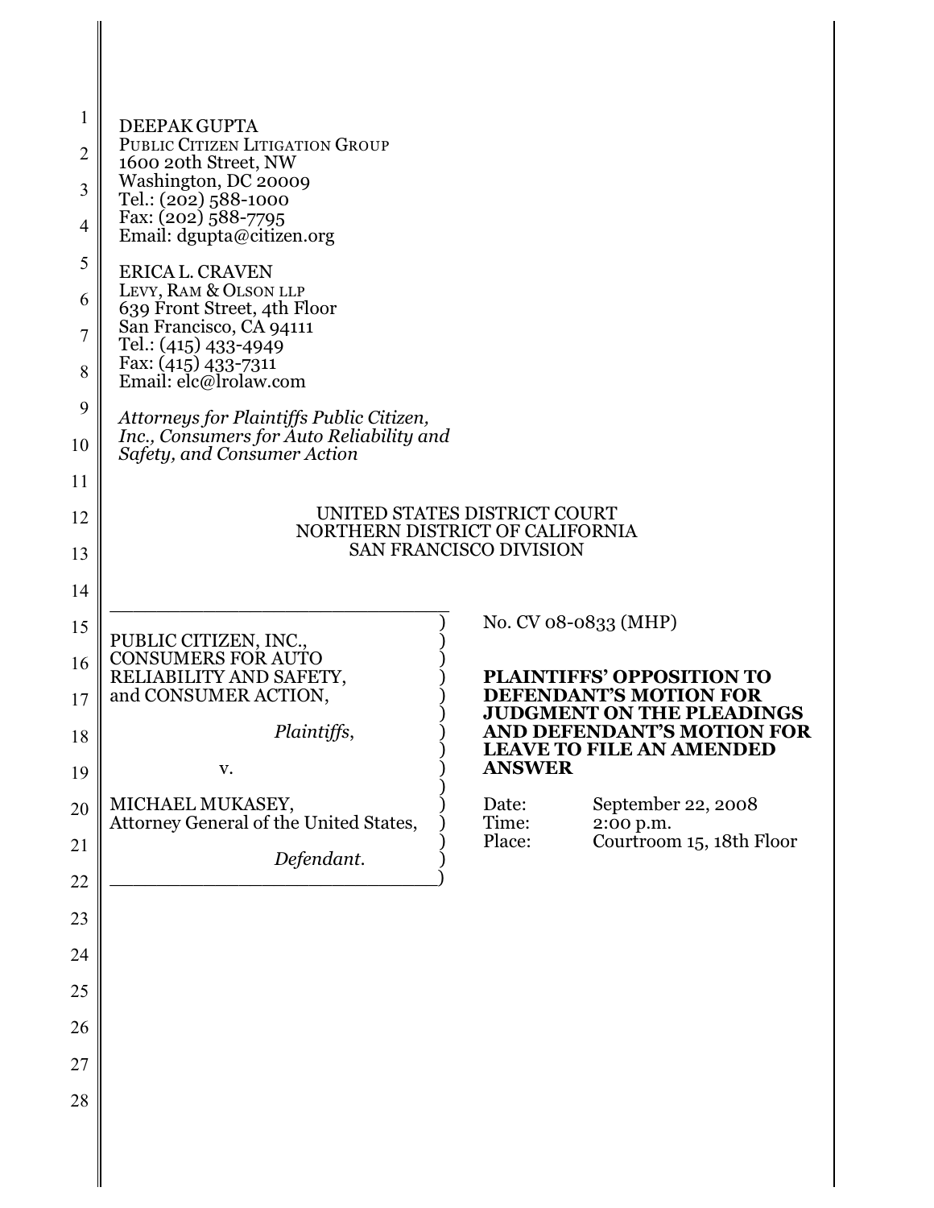DEEPAK GUPTA
PUBLIC CITIZEN LITIGATION GROUP
1600 20th Street, NW
Washington, DC 20009
Tel.: (202) 588-1000
Fax: (202) 588-7795
Email: dgupta@citizen.org

ERICA L. CRAVEN
LEVY, RAM & OLSON LLP
639 Front Street, 4th Floor
San Francisco, CA 94111
Tel.: (415) 433-4949
Fax: (415) 433-7311
Email: elc@lrolaw.com

*Attorneys for Plaintiffs Public Citizen, Inc., Consumers for Auto Reliability and Safety, and Consumer Action*

UNITED STATES DISTRICT COURT
NORTHERN DISTRICT OF CALIFORNIA
SAN FRANCISCO DIVISION

PUBLIC CITIZEN, INC., CONSUMERS FOR AUTO RELIABILITY AND SAFETY, and CONSUMER ACTION,

*Plaintiffs*,

v.

MICHAEL MUKASEY, Attorney General of the United States,

*Defendant*.

No. CV 08-0833 (MHP)

**PLAINTIFFS' OPPOSITION TO DEFENDANT'S MOTION FOR JUDGMENT ON THE PLEADINGS AND DEFENDANT'S MOTION FOR LEAVE TO FILE AN AMENDED ANSWER**

Date: September 22, 2008
Time: 2:00 p.m.
Place: Courtroom 15, 18th Floor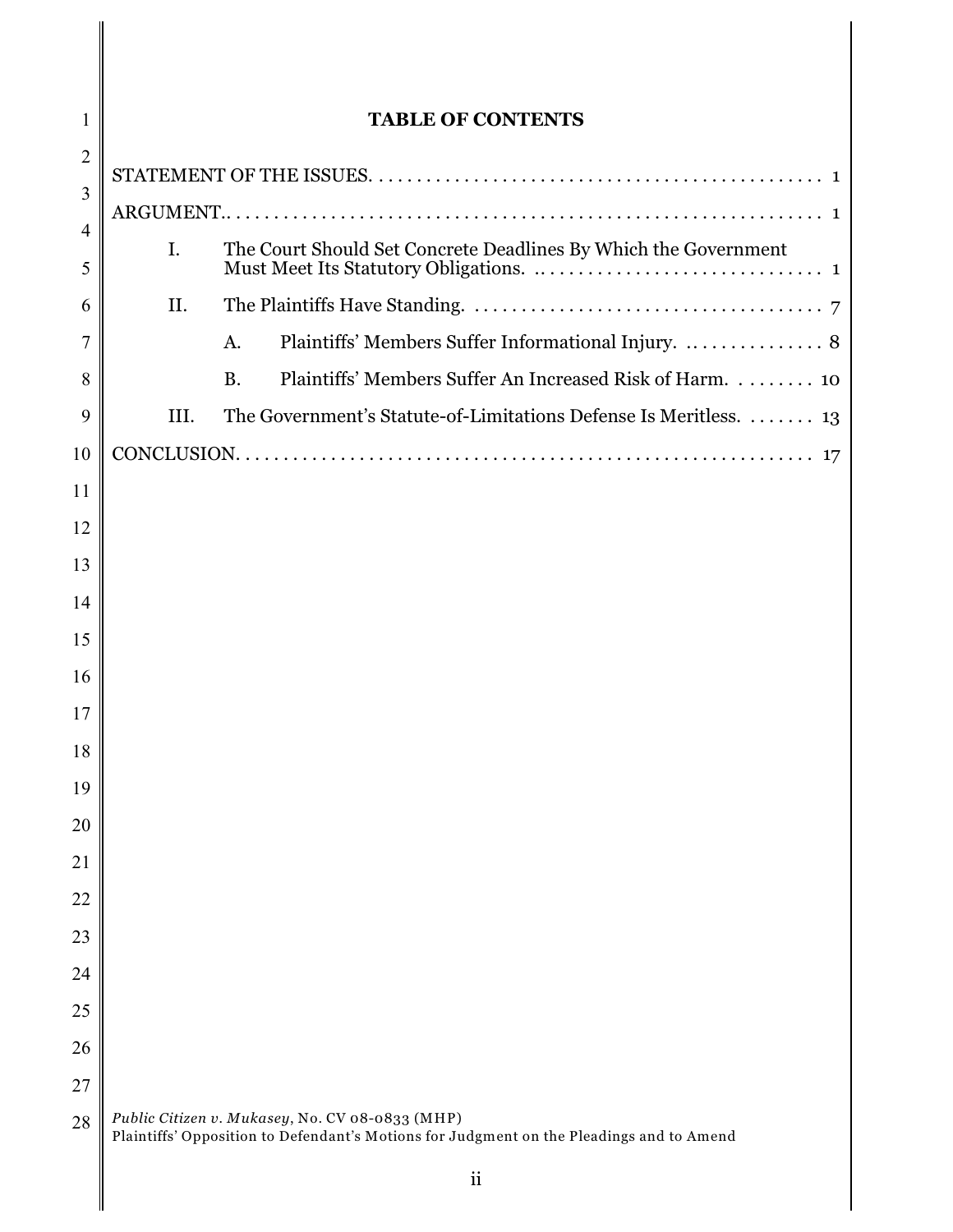# TABLE OF CONTENTS

STATEMENT OF THE ISSUES. . . . . . . . . . . . . . . . . . . . . . . . . . . . . . . . . . . . . . . . . . . . . . . . 1

ARGUMENT.. . . . . . . . . . . . . . . . . . . . . . . . . . . . . . . . . . . . . . . . . . . . . . . . . . . . . . . . . . . 1

I. The Court Should Set Concrete Deadlines By Which the Government Must Meet Its Statutory Obligations. .. . . . . . . . . . . . . . . . . . . . . . . . . . . . . 1

II. The Plaintiffs Have Standing. . . . . . . . . . . . . . . . . . . . . . . . . . . . . . . . . . . . . 7

A. Plaintiffs' Members Suffer Informational Injury. .. . . . . . . . . . . . . . 8

B. Plaintiffs' Members Suffer An Increased Risk of Harm. . . . . . . . . 10

III. The Government's Statute-of-Limitations Defense Is Meritless. . . . . . . 13

CONCLUSION. . . . . . . . . . . . . . . . . . . . . . . . . . . . . . . . . . . . . . . . . . . . . . . . . . . . . . . . . . . 17

*Public Citizen v. Mukasey*, No. CV 08-0833 (MHP)
Plaintiffs' Opposition to Defendant's Motions for Judgment on the Pleadings and to Amend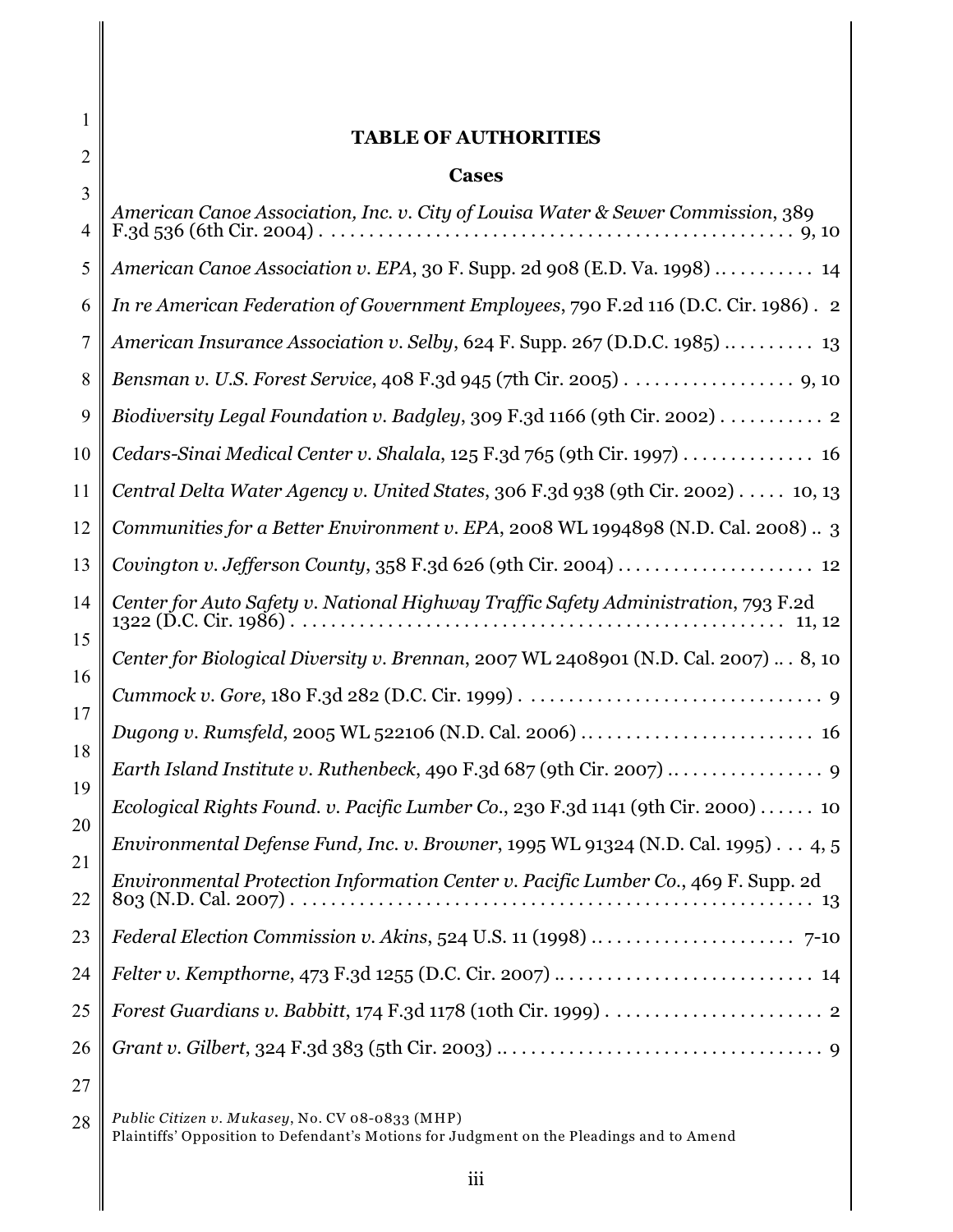## TABLE OF AUTHORITIES

### Cases

*American Canoe Association, Inc. v. City of Louisa Water & Sewer Commission*, 389 F.3d 536 (6th Cir. 2004) . . . . . . . . . . . . . . . . . . . . . . . . . . . . . . . . . . . . . . . . . . . . . . 9, 10

*American Canoe Association v. EPA*, 30 F. Supp. 2d 908 (E.D. Va. 1998) . . . . . . . . . . 14

*In re American Federation of Government Employees*, 790 F.2d 116 (D.C. Cir. 1986) . 2

*American Insurance Association v. Selby*, 624 F. Supp. 267 (D.D.C. 1985) . . . . . . . . . 13

*Bensman v. U.S. Forest Service*, 408 F.3d 945 (7th Cir. 2005) . . . . . . . . . . . . . . . . . 9, 10

*Biodiversity Legal Foundation v. Badgley*, 309 F.3d 1166 (9th Cir. 2002) . . . . . . . . . . . 2

*Cedars-Sinai Medical Center v. Shalala*, 125 F.3d 765 (9th Cir. 1997) . . . . . . . . . . . . . 16

*Central Delta Water Agency v. United States*, 306 F.3d 938 (9th Cir. 2002) . . . . . 10, 13

*Communities for a Better Environment v. EPA*, 2008 WL 1994898 (N.D. Cal. 2008) . . 3

*Covington v. Jefferson County*, 358 F.3d 626 (9th Cir. 2004) . . . . . . . . . . . . . . . . . . . . 12

*Center for Auto Safety v. National Highway Traffic Safety Administration*, 793 F.2d 1322 (D.C. Cir. 1986) . . . . . . . . . . . . . . . . . . . . . . . . . . . . . . . . . . . . . . . . . . . . . 11, 12

*Center for Biological Diversity v. Brennan*, 2007 WL 2408901 (N.D. Cal. 2007) . . . 8, 10

*Cummock v. Gore*, 180 F.3d 282 (D.C. Cir. 1999) . . . . . . . . . . . . . . . . . . . . . . . . . . . . . . . 9

*Dugong v. Rumsfeld*, 2005 WL 522106 (N.D. Cal. 2006) . . . . . . . . . . . . . . . . . . . . . . . . 16

*Earth Island Institute v. Ruthenbeck*, 490 F.3d 687 (9th Cir. 2007) . . . . . . . . . . . . . . . . 9

*Ecological Rights Found. v. Pacific Lumber Co.*, 230 F.3d 1141 (9th Cir. 2000) . . . . . . 10

*Environmental Defense Fund, Inc. v. Browner*, 1995 WL 91324 (N.D. Cal. 1995) . . . 4, 5

*Environmental Protection Information Center v. Pacific Lumber Co.*, 469 F. Supp. 2d 803 (N.D. Cal. 2007) . . . . . . . . . . . . . . . . . . . . . . . . . . . . . . . . . . . . . . . . . . . . . . . . . . . 13

*Federal Election Commission v. Akins*, 524 U.S. 11 (1998) . . . . . . . . . . . . . . . . . . . . . 7-10

*Felter v. Kempthorne*, 473 F.3d 1255 (D.C. Cir. 2007) . . . . . . . . . . . . . . . . . . . . . . . . . . 14

*Forest Guardians v. Babbitt*, 174 F.3d 1178 (10th Cir. 1999) . . . . . . . . . . . . . . . . . . . . . . 2

*Grant v. Gilbert*, 324 F.3d 383 (5th Cir. 2003) . . . . . . . . . . . . . . . . . . . . . . . . . . . . . . . . . 9

*Public Citizen v. Mukasey*, No. CV 08-0833 (MHP)
Plaintiffs' Opposition to Defendant's Motions for Judgment on the Pleadings and to Amend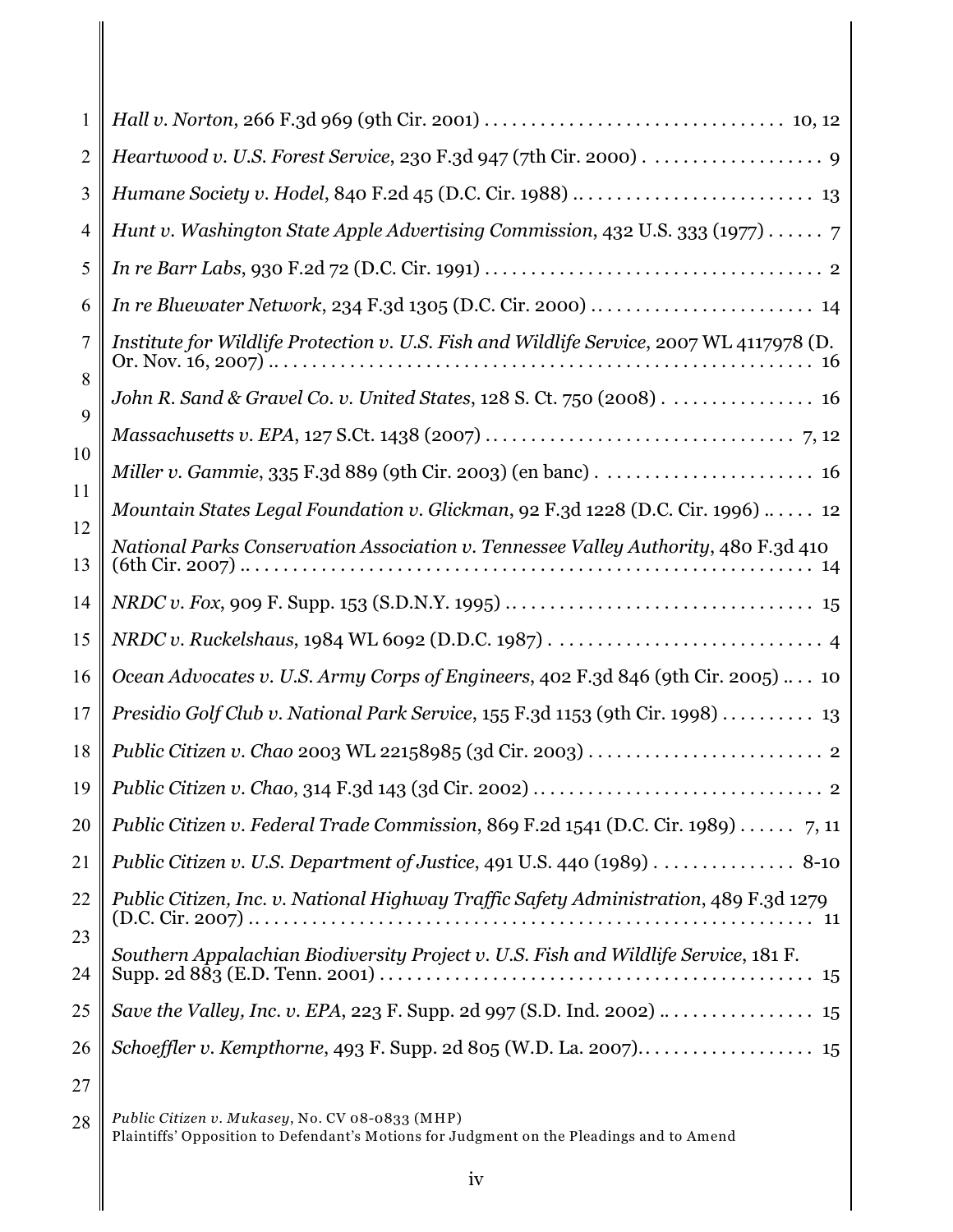*Hall v. Norton*, 266 F.3d 969 (9th Cir. 2001) . . . . . . . . . . . . . . . . . . . . . . . . . . . . . . . 10, 12

*Heartwood v. U.S. Forest Service*, 230 F.3d 947 (7th Cir. 2000) . . . . . . . . . . . . . . . . . . 9

*Humane Society v. Hodel*, 840 F.2d 45 (D.C. Cir. 1988) . . . . . . . . . . . . . . . . . . . . . . . . . 13

*Hunt v. Washington State Apple Advertising Commission*, 432 U.S. 333 (1977) . . . . . . 7

*In re Barr Labs*, 930 F.2d 72 (D.C. Cir. 1991) . . . . . . . . . . . . . . . . . . . . . . . . . . . . . . . . . . 2

*In re Bluewater Network*, 234 F.3d 1305 (D.C. Cir. 2000) . . . . . . . . . . . . . . . . . . . . . . . 14

*Institute for Wildlife Protection v. U.S. Fish and Wildlife Service*, 2007 WL 4117978 (D. Or. Nov. 16, 2007) . . . . . . . . . . . . . . . . . . . . . . . . . . . . . . . . . . . . . . . . . . . . . . . . . . . . . 16

*John R. Sand & Gravel Co. v. United States*, 128 S. Ct. 750 (2008) . . . . . . . . . . . . . . . 16

*Massachusetts v. EPA*, 127 S.Ct. 1438 (2007) . . . . . . . . . . . . . . . . . . . . . . . . . . . . . . . . 7, 12

*Miller v. Gammie*, 335 F.3d 889 (9th Cir. 2003) (en banc) . . . . . . . . . . . . . . . . . . . . . . 16

*Mountain States Legal Foundation v. Glickman*, 92 F.3d 1228 (D.C. Cir. 1996) . . . . . . 12

*National Parks Conservation Association v. Tennessee Valley Authority*, 480 F.3d 410 (6th Cir. 2007) . . . . . . . . . . . . . . . . . . . . . . . . . . . . . . . . . . . . . . . . . . . . . . . . . . . . . . . . 14

*NRDC v. Fox*, 909 F. Supp. 153 (S.D.N.Y. 1995) . . . . . . . . . . . . . . . . . . . . . . . . . . . . . . . 15

*NRDC v. Ruckelshaus*, 1984 WL 6092 (D.D.C. 1987) . . . . . . . . . . . . . . . . . . . . . . . . . . . . 4

*Ocean Advocates v. U.S. Army Corps of Engineers*, 402 F.3d 846 (9th Cir. 2005) . . . . 10

*Presidio Golf Club v. National Park Service*, 155 F.3d 1153 (9th Cir. 1998) . . . . . . . . . 13

*Public Citizen v. Chao* 2003 WL 22158985 (3d Cir. 2003) . . . . . . . . . . . . . . . . . . . . . . . . 2

*Public Citizen v. Chao*, 314 F.3d 143 (3d Cir. 2002) . . . . . . . . . . . . . . . . . . . . . . . . . . . . . . 2

*Public Citizen v. Federal Trade Commission*, 869 F.2d 1541 (D.C. Cir. 1989) . . . . . . 7, 11

*Public Citizen v. U.S. Department of Justice*, 491 U.S. 440 (1989) . . . . . . . . . . . . . . 8-10

*Public Citizen, Inc. v. National Highway Traffic Safety Administration*, 489 F.3d 1279 (D.C. Cir. 2007) . . . . . . . . . . . . . . . . . . . . . . . . . . . . . . . . . . . . . . . . . . . . . . . . . . . . . . . 11

*Southern Appalachian Biodiversity Project v. U.S. Fish and Wildlife Service*, 181 F. Supp. 2d 883 (E.D. Tenn. 2001) . . . . . . . . . . . . . . . . . . . . . . . . . . . . . . . . . . . . . . . . . . . . 15

*Save the Valley, Inc. v. EPA*, 223 F. Supp. 2d 997 (S.D. Ind. 2002) . . . . . . . . . . . . . . . . 15

*Schoeffler v. Kempthorne*, 493 F. Supp. 2d 805 (W.D. La. 2007). . . . . . . . . . . . . . . . . . . 15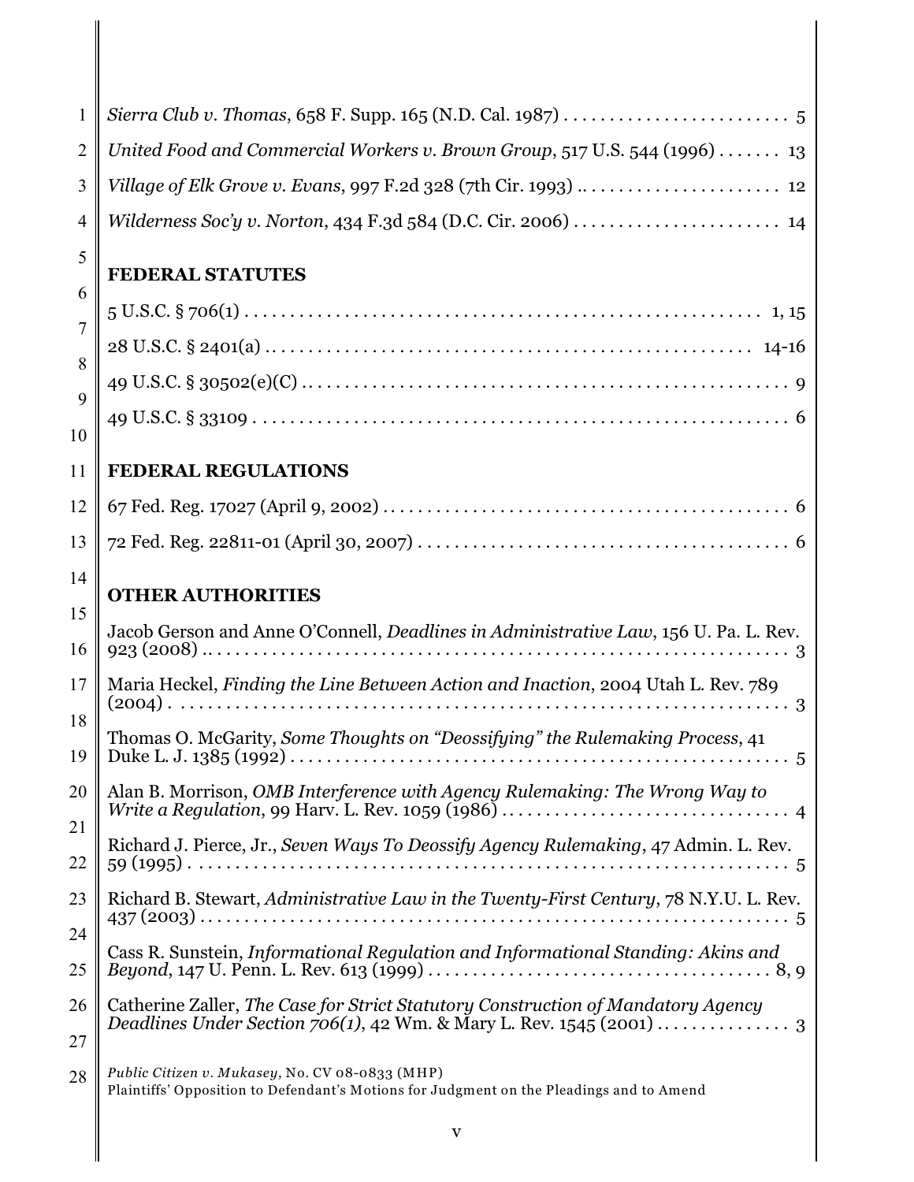*Sierra Club v. Thomas*, 658 F. Supp. 165 (N.D. Cal. 1987) . . . . . . . . . . . . . . . . . . . . . . . . . 5

*United Food and Commercial Workers v. Brown Group*, 517 U.S. 544 (1996) . . . . . . . 13

*Village of Elk Grove v. Evans*, 997 F.2d 328 (7th Cir. 1993) . . . . . . . . . . . . . . . . . . . . . . . 12

*Wilderness Soc'y v. Norton*, 434 F.3d 584 (D.C. Cir. 2006) . . . . . . . . . . . . . . . . . . . . . . . 14

**FEDERAL STATUTES**

5 U.S.C. § 706(1) . . . . . . . . . . . . . . . . . . . . . . . . . . . . . . . . . . . . . . . . . . . . . . . . . . . . 1, 15

28 U.S.C. § 2401(a) . . . . . . . . . . . . . . . . . . . . . . . . . . . . . . . . . . . . . . . . . . . . . . . . . . 14-16

49 U.S.C. § 30502(e)(C) . . . . . . . . . . . . . . . . . . . . . . . . . . . . . . . . . . . . . . . . . . . . . . . . . . 9

49 U.S.C. § 33109 . . . . . . . . . . . . . . . . . . . . . . . . . . . . . . . . . . . . . . . . . . . . . . . . . . . . . . 6

**FEDERAL REGULATIONS**

67 Fed. Reg. 17027 (April 9, 2002) . . . . . . . . . . . . . . . . . . . . . . . . . . . . . . . . . . . . . . . . . . 6

72 Fed. Reg. 22811-01 (April 30, 2007) . . . . . . . . . . . . . . . . . . . . . . . . . . . . . . . . . . . . . . 6

**OTHER AUTHORITIES**

Jacob Gerson and Anne O'Connell, *Deadlines in Administrative Law*, 156 U. Pa. L. Rev. 923 (2008) . . . . . . . . . . . . . . . . . . . . . . . . . . . . . . . . . . . . . . . . . . . . . . . . . . . . . . . . . . 3

Maria Heckel, *Finding the Line Between Action and Inaction*, 2004 Utah L. Rev. 789 (2004) . . . . . . . . . . . . . . . . . . . . . . . . . . . . . . . . . . . . . . . . . . . . . . . . . . . . . . . . . . . . . . 3

Thomas O. McGarity, *Some Thoughts on "Deossifying" the Rulemaking Process*, 41 Duke L. J. 1385 (1992) . . . . . . . . . . . . . . . . . . . . . . . . . . . . . . . . . . . . . . . . . . . . . . . . . . . . 5

Alan B. Morrison, *OMB Interference with Agency Rulemaking: The Wrong Way to Write a Regulation*, 99 Harv. L. Rev. 1059 (1986) . . . . . . . . . . . . . . . . . . . . . . . . . . . . . . . 4

Richard J. Pierce, Jr., *Seven Ways To Deossify Agency Rulemaking*, 47 Admin. L. Rev. 59 (1995) . . . . . . . . . . . . . . . . . . . . . . . . . . . . . . . . . . . . . . . . . . . . . . . . . . . . . . . . . . . . . . 5

Richard B. Stewart, *Administrative Law in the Twenty-First Century*, 78 N.Y.U. L. Rev. 437 (2003) . . . . . . . . . . . . . . . . . . . . . . . . . . . . . . . . . . . . . . . . . . . . . . . . . . . . . . . . . . . . . 5

Cass R. Sunstein, *Informational Regulation and Informational Standing: Akins and Beyond*, 147 U. Penn. L. Rev. 613 (1999) . . . . . . . . . . . . . . . . . . . . . . . . . . . . . . . . . . . . . 8, 9

Catherine Zaller, *The Case for Strict Statutory Construction of Mandatory Agency Deadlines Under Section 706(1)*, 42 Wm. & Mary L. Rev. 1545 (2001) . . . . . . . . . . . . . . . 3

*Public Citizen v. Mukasey*, No. CV 08-0833 (MHP)
Plaintiffs' Opposition to Defendant's Motions for Judgment on the Pleadings and to Amend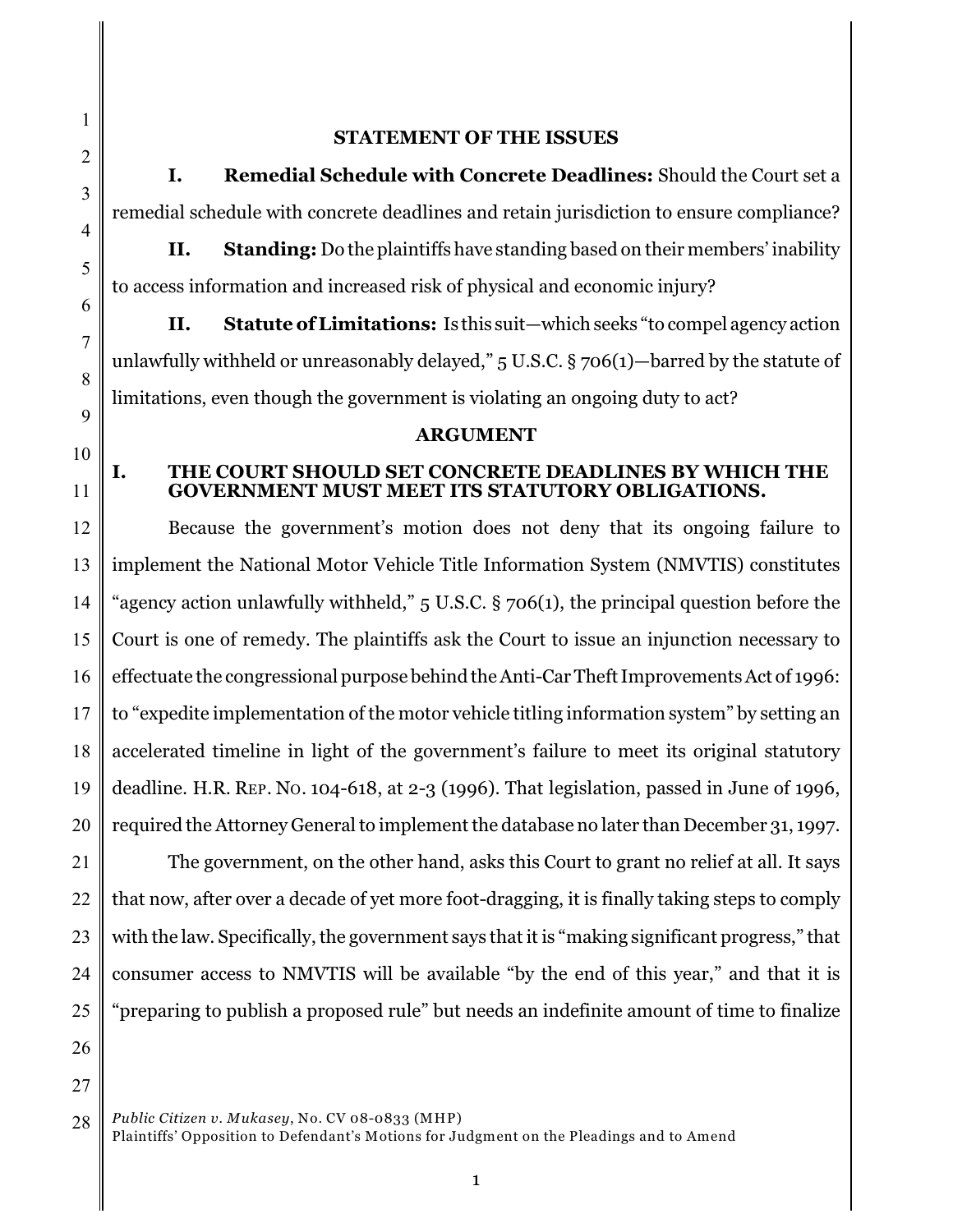## STATEMENT OF THE ISSUES

**I. Remedial Schedule with Concrete Deadlines:** Should the Court set a remedial schedule with concrete deadlines and retain jurisdiction to ensure compliance?

**II. Standing:** Do the plaintiffs have standing based on their members' inability to access information and increased risk of physical and economic injury?

**II. Statute of Limitations:** Is this suit—which seeks "to compel agency action unlawfully withheld or unreasonably delayed," 5 U.S.C. § 706(1)—barred by the statute of limitations, even though the government is violating an ongoing duty to act?

## ARGUMENT

### I. THE COURT SHOULD SET CONCRETE DEADLINES BY WHICH THE GOVERNMENT MUST MEET ITS STATUTORY OBLIGATIONS.

Because the government's motion does not deny that its ongoing failure to implement the National Motor Vehicle Title Information System (NMVTIS) constitutes "agency action unlawfully withheld," 5 U.S.C. § 706(1), the principal question before the Court is one of remedy. The plaintiffs ask the Court to issue an injunction necessary to effectuate the congressional purpose behind the Anti-Car Theft Improvements Act of 1996: to "expedite implementation of the motor vehicle titling information system" by setting an accelerated timeline in light of the government's failure to meet its original statutory deadline. H.R. REP. NO. 104-618, at 2-3 (1996). That legislation, passed in June of 1996, required the Attorney General to implement the database no later than December 31, 1997.

The government, on the other hand, asks this Court to grant no relief at all. It says that now, after over a decade of yet more foot-dragging, it is finally taking steps to comply with the law. Specifically, the government says that it is "making significant progress," that consumer access to NMVTIS will be available "by the end of this year," and that it is "preparing to publish a proposed rule" but needs an indefinite amount of time to finalize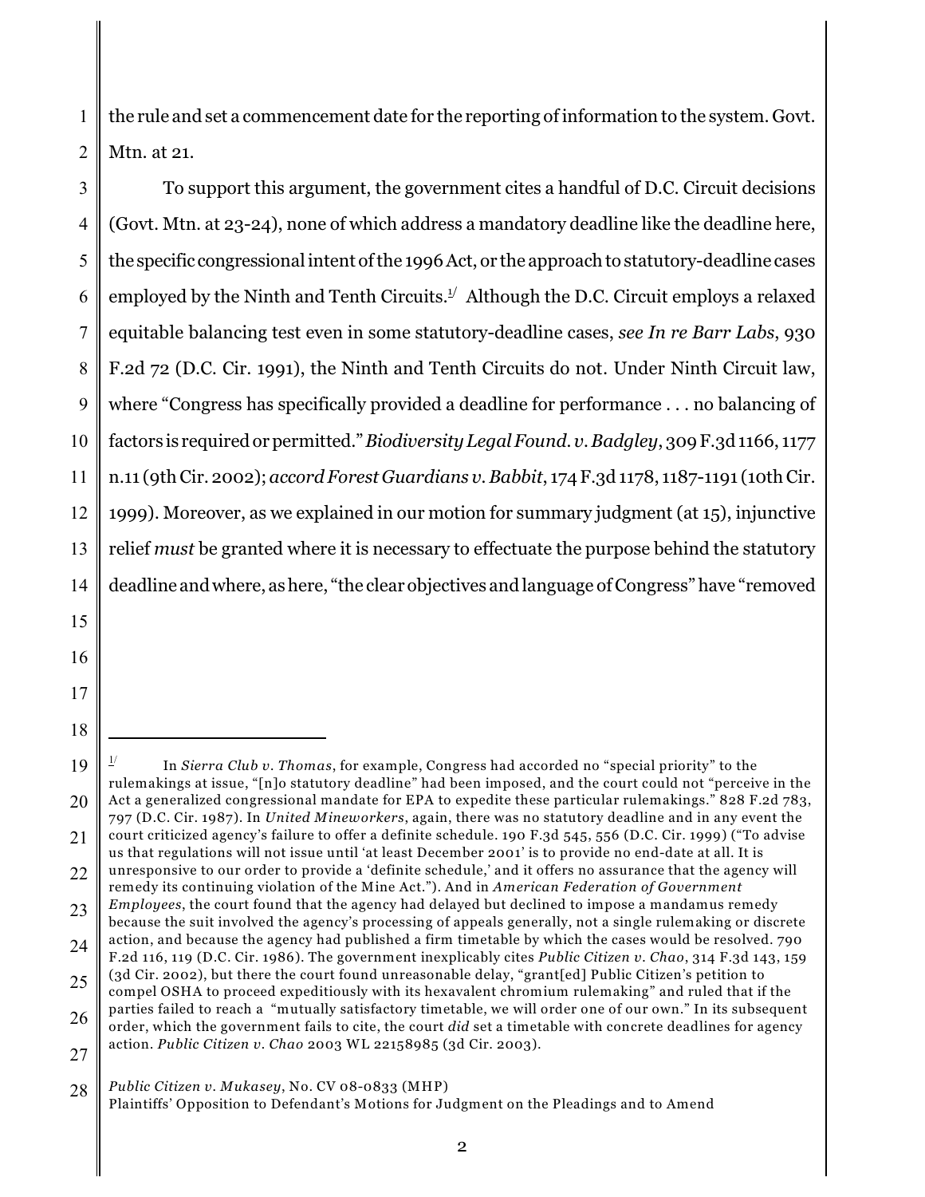the rule and set a commencement date for the reporting of information to the system. Govt. Mtn. at 21.

To support this argument, the government cites a handful of D.C. Circuit decisions (Govt. Mtn. at 23-24), none of which address a mandatory deadline like the deadline here, the specific congressional intent of the 1996 Act, or the approach to statutory-deadline cases employed by the Ninth and Tenth Circuits.[1] Although the D.C. Circuit employs a relaxed equitable balancing test even in some statutory-deadline cases, *see In re Barr Labs*, 930 F.2d 72 (D.C. Cir. 1991), the Ninth and Tenth Circuits do not. Under Ninth Circuit law, where "Congress has specifically provided a deadline for performance . . . no balancing of factors is required or permitted." *Biodiversity Legal Found. v. Badgley*, 309 F.3d 1166, 1177 n.11 (9th Cir. 2002); *accord Forest Guardians v. Babbit*, 174 F.3d 1178, 1187-1191 (10th Cir. 1999). Moreover, as we explained in our motion for summary judgment (at 15), injunctive relief *must* be granted where it is necessary to effectuate the purpose behind the statutory deadline and where, as here, "the clear objectives and language of Congress" have "removed

---

[1] In *Sierra Club v. Thomas*, for example, Congress had accorded no "special priority" to the rulemakings at issue, "[n]o statutory deadline" had been imposed, and the court could not "perceive in the Act a generalized congressional mandate for EPA to expedite these particular rulemakings." 828 F.2d 783, 797 (D.C. Cir. 1987). In *United Mineworkers*, again, there was no statutory deadline and in any event the court criticized agency's failure to offer a definite schedule. 190 F.3d 545, 556 (D.C. Cir. 1999) ("To advise us that regulations will not issue until 'at least December 2001' is to provide no end-date at all. It is unresponsive to our order to provide a 'definite schedule,' and it offers no assurance that the agency will remedy its continuing violation of the Mine Act."). And in *American Federation of Government Employees*, the court found that the agency had delayed but declined to impose a mandamus remedy because the suit involved the agency's processing of appeals generally, not a single rulemaking or discrete action, and because the agency had published a firm timetable by which the cases would be resolved. 790 F.2d 116, 119 (D.C. Cir. 1986). The government inexplicably cites *Public Citizen v. Chao*, 314 F.3d 143, 159 (3d Cir. 2002), but there the court found unreasonable delay, "grant[ed] Public Citizen's petition to compel OSHA to proceed expeditiously with its hexavalent chromium rulemaking" and ruled that if the parties failed to reach a "mutually satisfactory timetable, we will order one of our own." In its subsequent order, which the government fails to cite, the court *did* set a timetable with concrete deadlines for agency action. *Public Citizen v. Chao* 2003 WL 22158985 (3d Cir. 2003).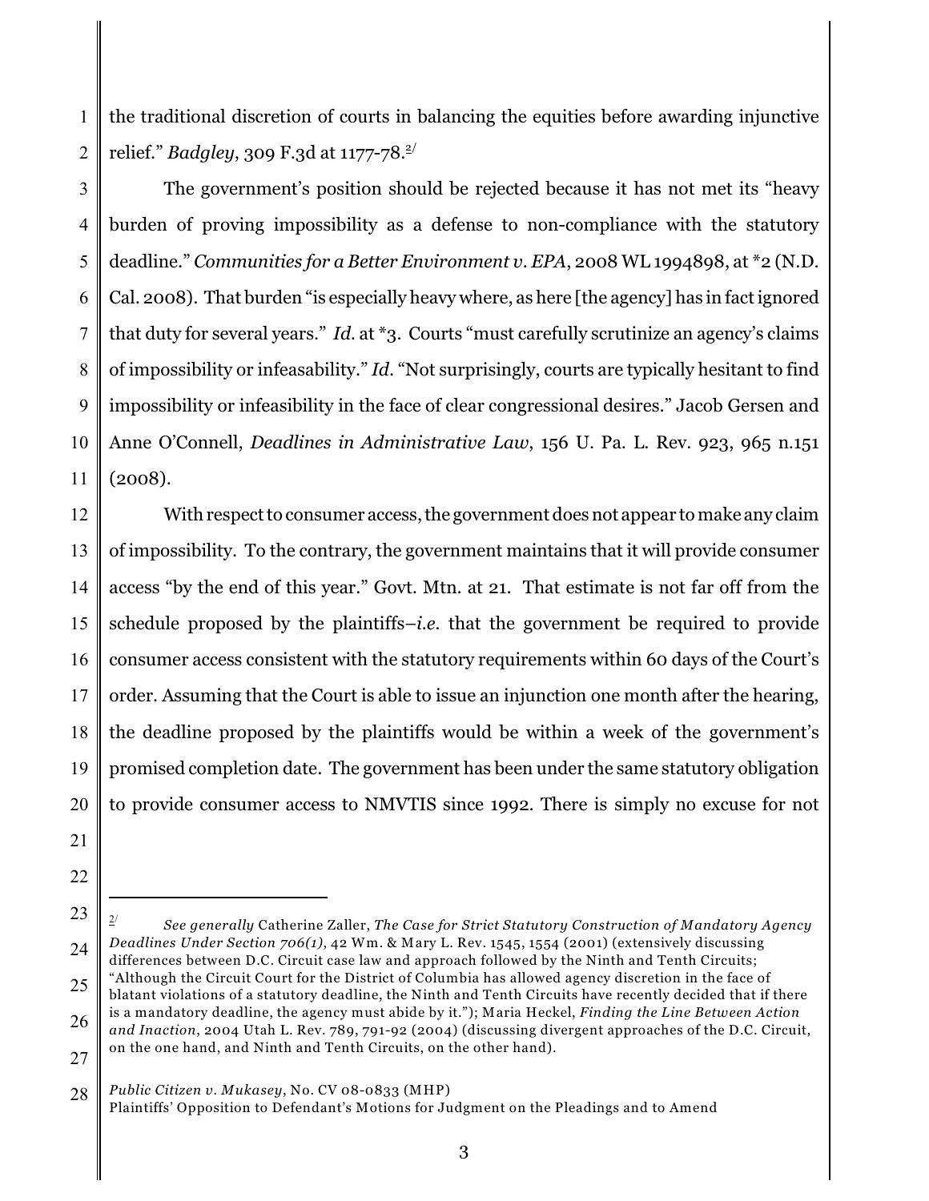the traditional discretion of courts in balancing the equities before awarding injunctive relief." *Badgley*, 309 F.3d at 1177-78.[2]

The government's position should be rejected because it has not met its "heavy burden of proving impossibility as a defense to non-compliance with the statutory deadline." *Communities for a Better Environment v. EPA*, 2008 WL 1994898, at *2 (N.D. Cal. 2008). That burden "is especially heavy where, as here [the agency] has in fact ignored that duty for several years." *Id.* at *3. Courts "must carefully scrutinize an agency's claims of impossibility or infeasability." *Id.* "Not surprisingly, courts are typically hesitant to find impossibility or infeasibility in the face of clear congressional desires." Jacob Gersen and Anne O'Connell, *Deadlines in Administrative Law*, 156 U. Pa. L. Rev. 923, 965 n.151 (2008).

With respect to consumer access, the government does not appear to make any claim of impossibility. To the contrary, the government maintains that it will provide consumer access "by the end of this year." Govt. Mtn. at 21. That estimate is not far off from the schedule proposed by the plaintiffs–*i.e.* that the government be required to provide consumer access consistent with the statutory requirements within 60 days of the Court's order. Assuming that the Court is able to issue an injunction one month after the hearing, the deadline proposed by the plaintiffs would be within a week of the government's promised completion date. The government has been under the same statutory obligation to provide consumer access to NMVTIS since 1992. There is simply no excuse for not

---

[2] *See generally* Catherine Zaller, *The Case for Strict Statutory Construction of Mandatory Agency Deadlines Under Section 706(1)*, 42 Wm. & Mary L. Rev. 1545, 1554 (2001) (extensively discussing differences between D.C. Circuit case law and approach followed by the Ninth and Tenth Circuits; "Although the Circuit Court for the District of Columbia has allowed agency discretion in the face of blatant violations of a statutory deadline, the Ninth and Tenth Circuits have recently decided that if there is a mandatory deadline, the agency must abide by it."); Maria Heckel, *Finding the Line Between Action and Inaction*, 2004 Utah L. Rev. 789, 791-92 (2004) (discussing divergent approaches of the D.C. Circuit, on the one hand, and Ninth and Tenth Circuits, on the other hand).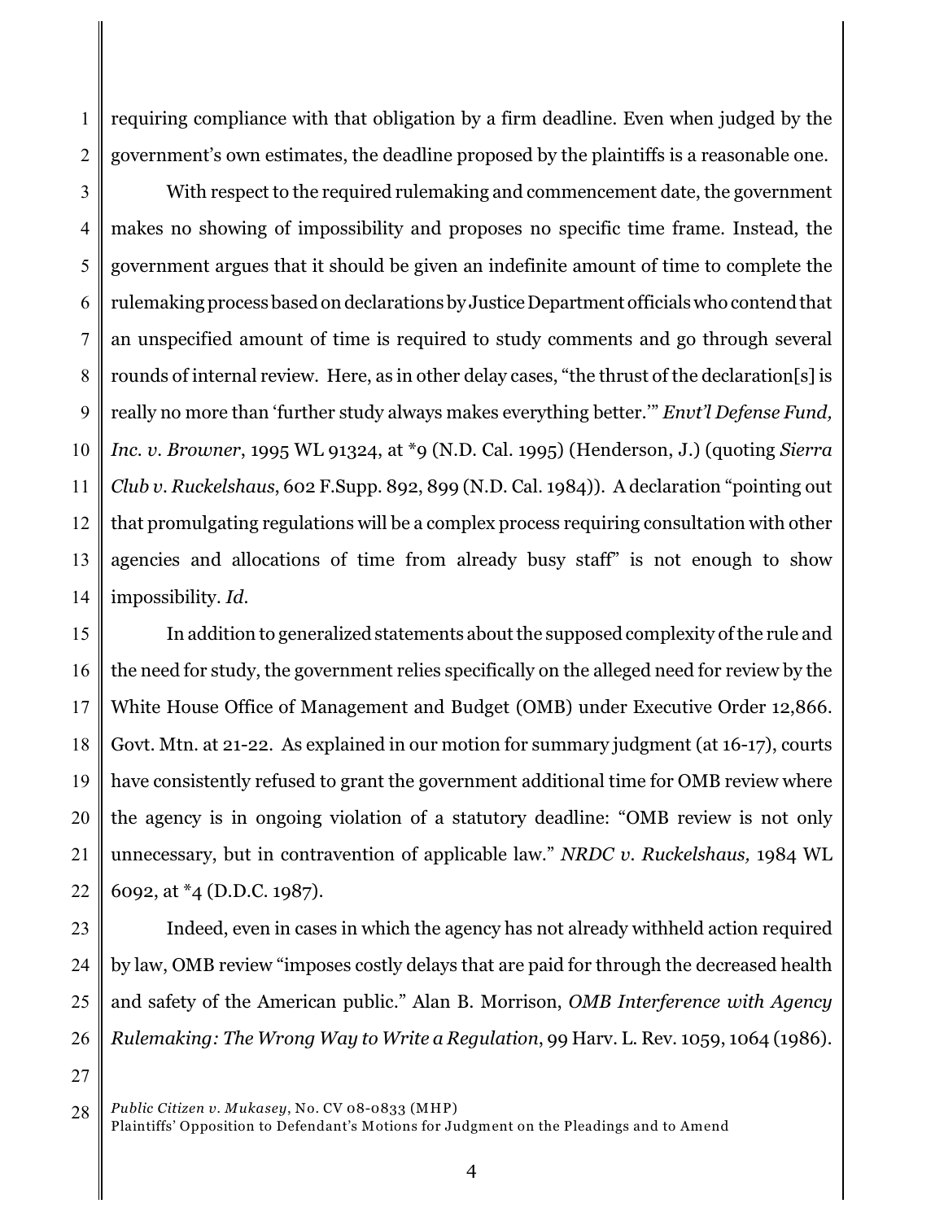requiring compliance with that obligation by a firm deadline. Even when judged by the government's own estimates, the deadline proposed by the plaintiffs is a reasonable one.

With respect to the required rulemaking and commencement date, the government makes no showing of impossibility and proposes no specific time frame. Instead, the government argues that it should be given an indefinite amount of time to complete the rulemaking process based on declarations by Justice Department officials who contend that an unspecified amount of time is required to study comments and go through several rounds of internal review. Here, as in other delay cases, "the thrust of the declaration[s] is really no more than 'further study always makes everything better.'" *Envt'l Defense Fund, Inc. v. Browner*, 1995 WL 91324, at *9 (N.D. Cal. 1995) (Henderson, J.) (quoting *Sierra Club v. Ruckelshaus*, 602 F.Supp. 892, 899 (N.D. Cal. 1984)). A declaration "pointing out that promulgating regulations will be a complex process requiring consultation with other agencies and allocations of time from already busy staff" is not enough to show impossibility. *Id.*

In addition to generalized statements about the supposed complexity of the rule and the need for study, the government relies specifically on the alleged need for review by the White House Office of Management and Budget (OMB) under Executive Order 12,866. Govt. Mtn. at 21-22. As explained in our motion for summary judgment (at 16-17), courts have consistently refused to grant the government additional time for OMB review where the agency is in ongoing violation of a statutory deadline: "OMB review is not only unnecessary, but in contravention of applicable law." *NRDC v. Ruckelshaus,* 1984 WL 6092, at *4 (D.D.C. 1987).

Indeed, even in cases in which the agency has not already withheld action required by law, OMB review "imposes costly delays that are paid for through the decreased health and safety of the American public." Alan B. Morrison, *OMB Interference with Agency Rulemaking: The Wrong Way to Write a Regulation*, 99 Harv. L. Rev. 1059, 1064 (1986).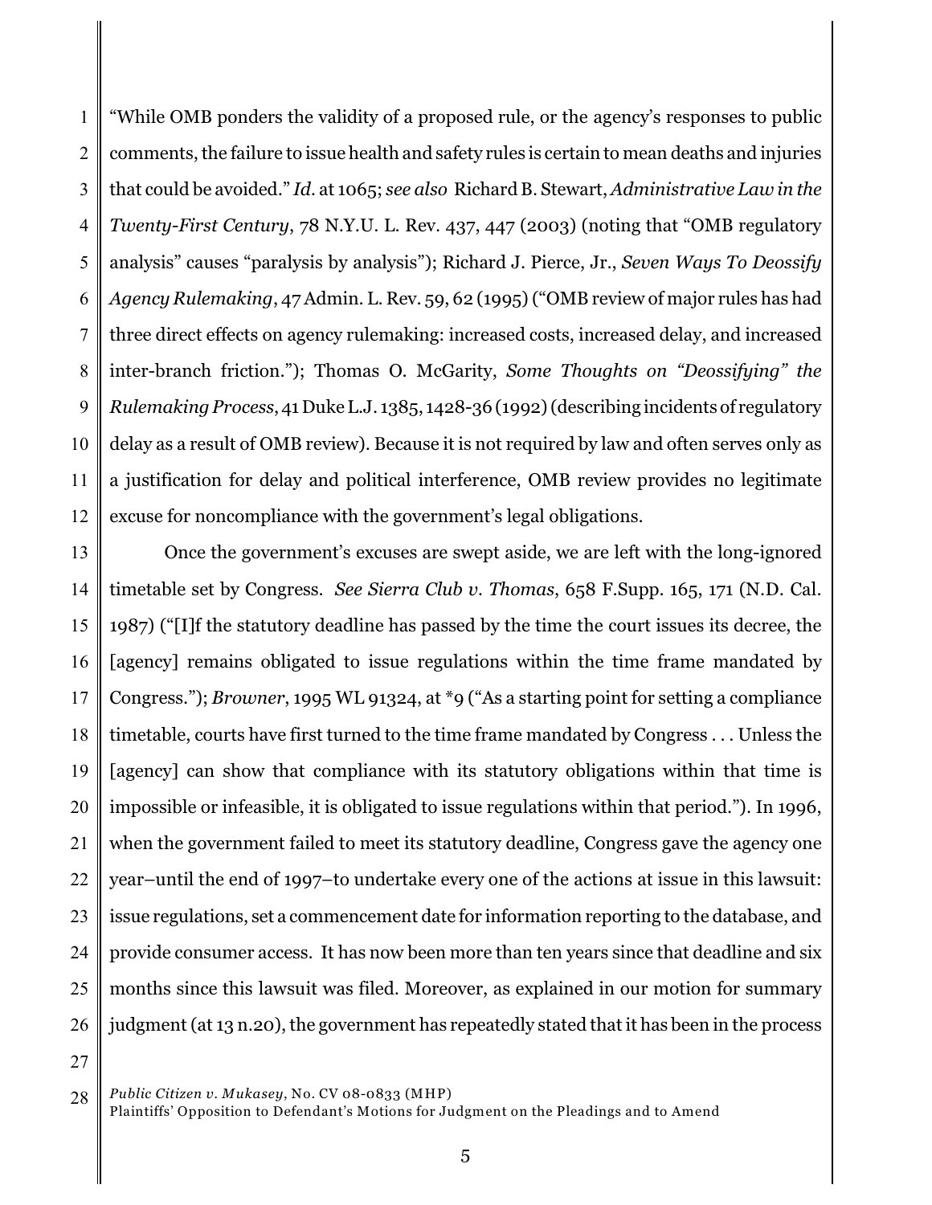"While OMB ponders the validity of a proposed rule, or the agency's responses to public comments, the failure to issue health and safety rules is certain to mean deaths and injuries that could be avoided." *Id.* at 1065; *see also* Richard B. Stewart, *Administrative Law in the Twenty-First Century*, 78 N.Y.U. L. Rev. 437, 447 (2003) (noting that "OMB regulatory analysis" causes "paralysis by analysis"); Richard J. Pierce, Jr., *Seven Ways To Deossify Agency Rulemaking*, 47 Admin. L. Rev. 59, 62 (1995) ("OMB review of major rules has had three direct effects on agency rulemaking: increased costs, increased delay, and increased inter-branch friction."); Thomas O. McGarity, *Some Thoughts on "Deossifying" the Rulemaking Process*, 41 Duke L.J. 1385, 1428-36 (1992) (describing incidents of regulatory delay as a result of OMB review). Because it is not required by law and often serves only as a justification for delay and political interference, OMB review provides no legitimate excuse for noncompliance with the government's legal obligations.

Once the government's excuses are swept aside, we are left with the long-ignored timetable set by Congress. *See Sierra Club v. Thomas*, 658 F.Supp. 165, 171 (N.D. Cal. 1987) ("[I]f the statutory deadline has passed by the time the court issues its decree, the [agency] remains obligated to issue regulations within the time frame mandated by Congress."); *Browner*, 1995 WL 91324, at *9 ("As a starting point for setting a compliance timetable, courts have first turned to the time frame mandated by Congress . . . Unless the [agency] can show that compliance with its statutory obligations within that time is impossible or infeasible, it is obligated to issue regulations within that period."). In 1996, when the government failed to meet its statutory deadline, Congress gave the agency one year–until the end of 1997–to undertake every one of the actions at issue in this lawsuit: issue regulations, set a commencement date for information reporting to the database, and provide consumer access. It has now been more than ten years since that deadline and six months since this lawsuit was filed. Moreover, as explained in our motion for summary judgment (at 13 n.20), the government has repeatedly stated that it has been in the process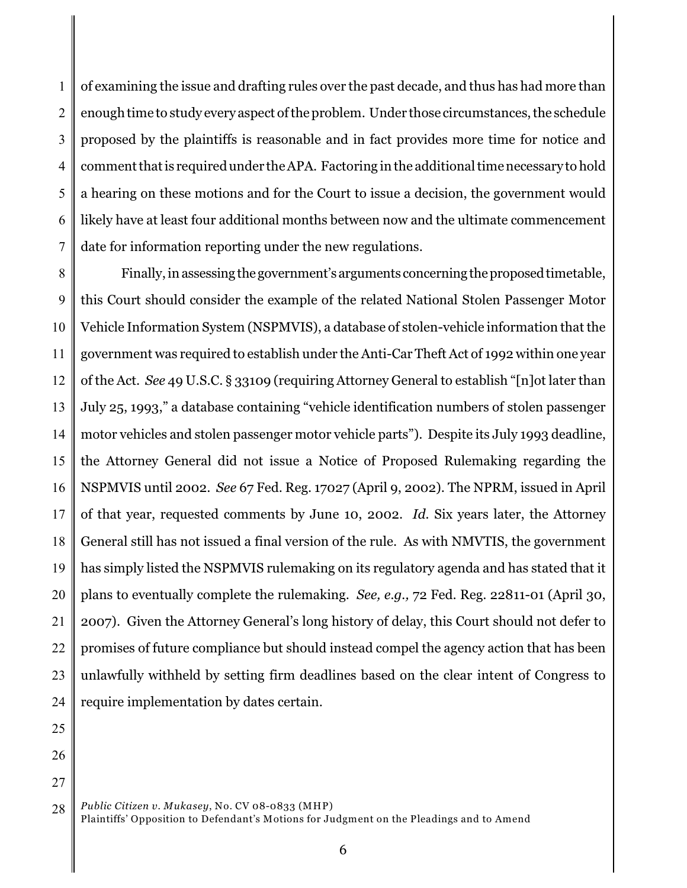of examining the issue and drafting rules over the past decade, and thus has had more than enough time to study every aspect of the problem. Under those circumstances, the schedule proposed by the plaintiffs is reasonable and in fact provides more time for notice and comment that is required under the APA. Factoring in the additional time necessary to hold a hearing on these motions and for the Court to issue a decision, the government would likely have at least four additional months between now and the ultimate commencement date for information reporting under the new regulations.

Finally, in assessing the government's arguments concerning the proposed timetable, this Court should consider the example of the related National Stolen Passenger Motor Vehicle Information System (NSPMVIS), a database of stolen-vehicle information that the government was required to establish under the Anti-Car Theft Act of 1992 within one year of the Act. *See* 49 U.S.C. § 33109 (requiring Attorney General to establish "[n]ot later than July 25, 1993," a database containing "vehicle identification numbers of stolen passenger motor vehicles and stolen passenger motor vehicle parts"). Despite its July 1993 deadline, the Attorney General did not issue a Notice of Proposed Rulemaking regarding the NSPMVIS until 2002. *See* 67 Fed. Reg. 17027 (April 9, 2002). The NPRM, issued in April of that year, requested comments by June 10, 2002. *Id.* Six years later, the Attorney General still has not issued a final version of the rule. As with NMVTIS, the government has simply listed the NSPMVIS rulemaking on its regulatory agenda and has stated that it plans to eventually complete the rulemaking. *See, e.g.,* 72 Fed. Reg. 22811-01 (April 30, 2007). Given the Attorney General's long history of delay, this Court should not defer to promises of future compliance but should instead compel the agency action that has been unlawfully withheld by setting firm deadlines based on the clear intent of Congress to require implementation by dates certain.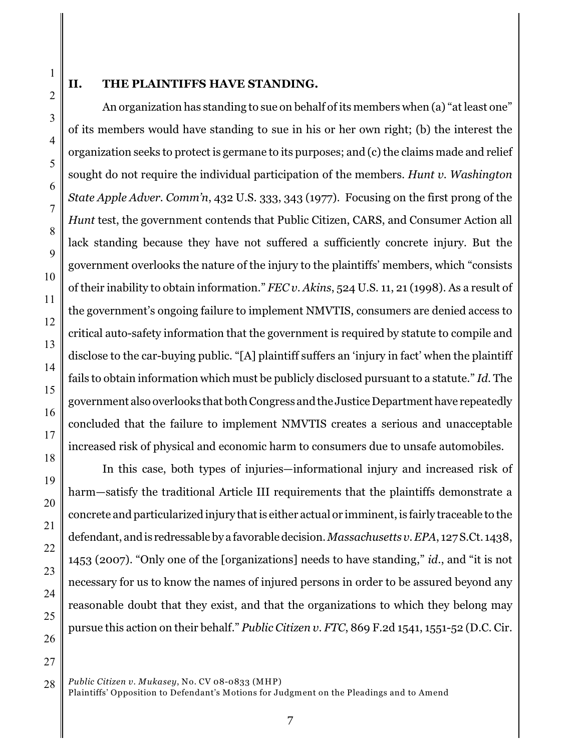## II. THE PLAINTIFFS HAVE STANDING.

An organization has standing to sue on behalf of its members when (a) "at least one" of its members would have standing to sue in his or her own right; (b) the interest the organization seeks to protect is germane to its purposes; and (c) the claims made and relief sought do not require the individual participation of the members. *Hunt v. Washington State Apple Adver. Comm'n*, 432 U.S. 333, 343 (1977). Focusing on the first prong of the *Hunt* test, the government contends that Public Citizen, CARS, and Consumer Action all lack standing because they have not suffered a sufficiently concrete injury. But the government overlooks the nature of the injury to the plaintiffs' members, which "consists of their inability to obtain information." *FEC v. Akins*, 524 U.S. 11, 21 (1998). As a result of the government's ongoing failure to implement NMVTIS, consumers are denied access to critical auto-safety information that the government is required by statute to compile and disclose to the car-buying public. "[A] plaintiff suffers an 'injury in fact' when the plaintiff fails to obtain information which must be publicly disclosed pursuant to a statute." *Id.* The government also overlooks that both Congress and the Justice Department have repeatedly concluded that the failure to implement NMVTIS creates a serious and unacceptable increased risk of physical and economic harm to consumers due to unsafe automobiles.

In this case, both types of injuries—informational injury and increased risk of harm—satisfy the traditional Article III requirements that the plaintiffs demonstrate a concrete and particularized injury that is either actual or imminent, is fairly traceable to the defendant, and is redressable by a favorable decision. *Massachusetts v. EPA*, 127 S.Ct. 1438, 1453 (2007). "Only one of the [organizations] needs to have standing," *id.*, and "it is not necessary for us to know the names of injured persons in order to be assured beyond any reasonable doubt that they exist, and that the organizations to which they belong may pursue this action on their behalf." *Public Citizen v. FTC*, 869 F.2d 1541, 1551-52 (D.C. Cir.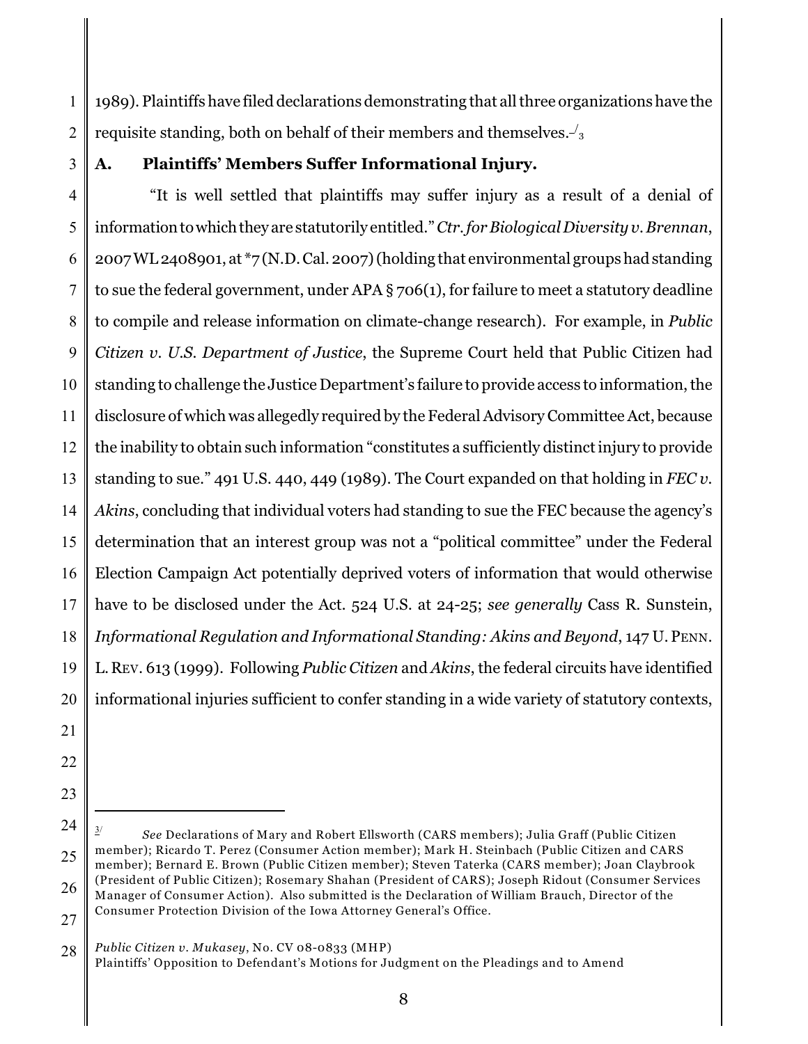1989). Plaintiffs have filed declarations demonstrating that all three organizations have the requisite standing, both on behalf of their members and themselves.[3]

### A. Plaintiffs' Members Suffer Informational Injury.

"It is well settled that plaintiffs may suffer injury as a result of a denial of information to which they are statutorily entitled." *Ctr. for Biological Diversity v. Brennan*, 2007 WL 2408901, at *7 (N.D. Cal. 2007) (holding that environmental groups had standing to sue the federal government, under APA § 706(1), for failure to meet a statutory deadline to compile and release information on climate-change research). For example, in *Public Citizen v. U.S. Department of Justice*, the Supreme Court held that Public Citizen had standing to challenge the Justice Department's failure to provide access to information, the disclosure of which was allegedly required by the Federal Advisory Committee Act, because the inability to obtain such information "constitutes a sufficiently distinct injury to provide standing to sue." 491 U.S. 440, 449 (1989). The Court expanded on that holding in *FEC v. Akins*, concluding that individual voters had standing to sue the FEC because the agency's determination that an interest group was not a "political committee" under the Federal Election Campaign Act potentially deprived voters of information that would otherwise have to be disclosed under the Act. 524 U.S. at 24-25; *see generally* Cass R. Sunstein, *Informational Regulation and Informational Standing: Akins and Beyond*, 147 U. PENN. L. REV. 613 (1999). Following *Public Citizen* and *Akins*, the federal circuits have identified informational injuries sufficient to confer standing in a wide variety of statutory contexts,

---

[3] *See* Declarations of Mary and Robert Ellsworth (CARS members); Julia Graff (Public Citizen member); Ricardo T. Perez (Consumer Action member); Mark H. Steinbach (Public Citizen and CARS member); Bernard E. Brown (Public Citizen member); Steven Taterka (CARS member); Joan Claybrook (President of Public Citizen); Rosemary Shahan (President of CARS); Joseph Ridout (Consumer Services Manager of Consumer Action). Also submitted is the Declaration of William Brauch, Director of the Consumer Protection Division of the Iowa Attorney General's Office.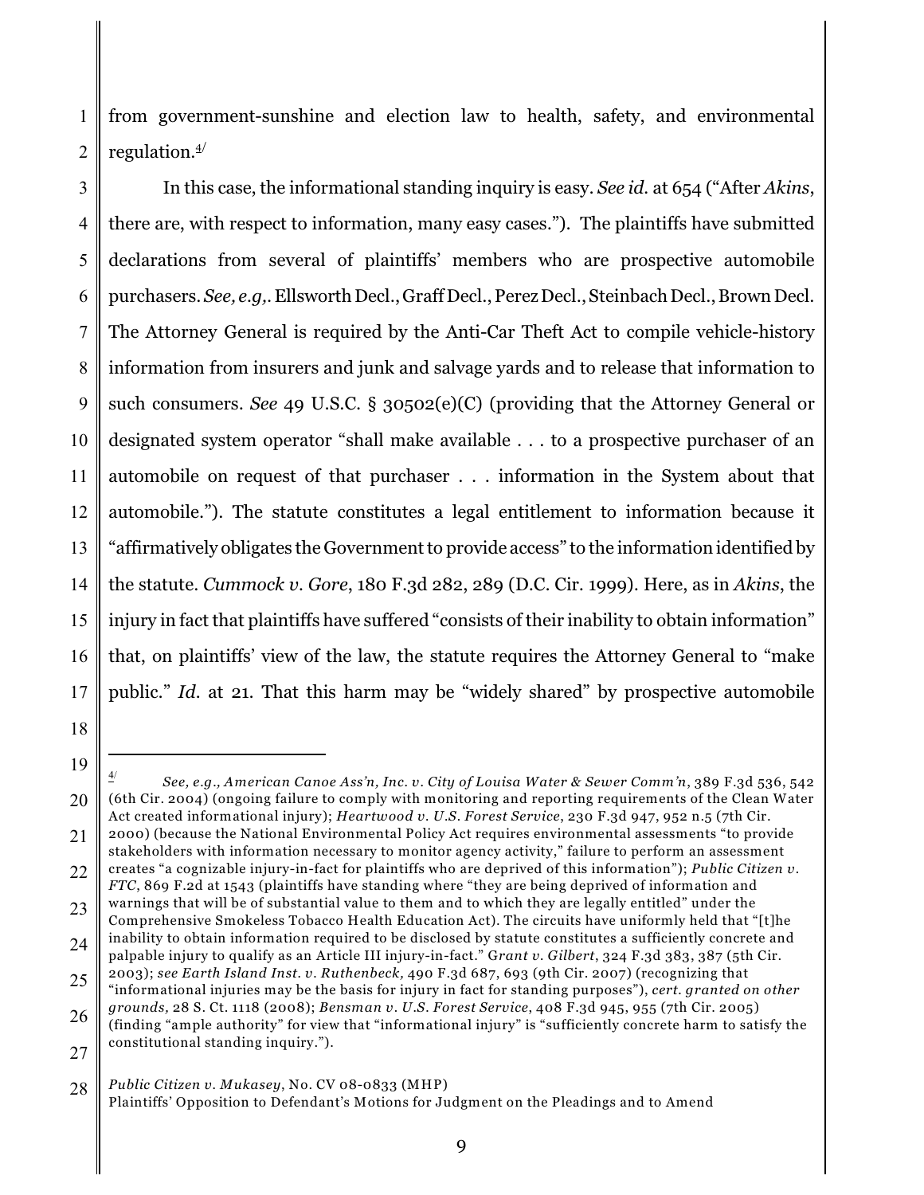from government-sunshine and election law to health, safety, and environmental regulation.[4]

In this case, the informational standing inquiry is easy. *See id.* at 654 ("After *Akins*, there are, with respect to information, many easy cases."). The plaintiffs have submitted declarations from several of plaintiffs' members who are prospective automobile purchasers. *See, e.g,.* Ellsworth Decl., Graff Decl., Perez Decl., Steinbach Decl., Brown Decl. The Attorney General is required by the Anti-Car Theft Act to compile vehicle-history information from insurers and junk and salvage yards and to release that information to such consumers. *See* 49 U.S.C. § 30502(e)(C) (providing that the Attorney General or designated system operator "shall make available . . . to a prospective purchaser of an automobile on request of that purchaser . . . information in the System about that automobile."). The statute constitutes a legal entitlement to information because it "affirmatively obligates the Government to provide access" to the information identified by the statute. *Cummock v. Gore*, 180 F.3d 282, 289 (D.C. Cir. 1999). Here, as in *Akins*, the injury in fact that plaintiffs have suffered "consists of their inability to obtain information" that, on plaintiffs' view of the law, the statute requires the Attorney General to "make public." *Id.* at 21. That this harm may be "widely shared" by prospective automobile

---

[4] *See, e.g., American Canoe Ass'n, Inc. v. City of Louisa Water & Sewer Comm'n*, 389 F.3d 536, 542 (6th Cir. 2004) (ongoing failure to comply with monitoring and reporting requirements of the Clean Water Act created informational injury); *Heartwood v. U.S. Forest Service*, 230 F.3d 947, 952 n.5 (7th Cir. 2000) (because the National Environmental Policy Act requires environmental assessments "to provide stakeholders with information necessary to monitor agency activity," failure to perform an assessment creates "a cognizable injury-in-fact for plaintiffs who are deprived of this information"); *Public Citizen v. FTC*, 869 F.2d at 1543 (plaintiffs have standing where "they are being deprived of information and warnings that will be of substantial value to them and to which they are legally entitled" under the Comprehensive Smokeless Tobacco Health Education Act). The circuits have uniformly held that "[t]he inability to obtain information required to be disclosed by statute constitutes a sufficiently concrete and palpable injury to qualify as an Article III injury-in-fact." *Grant v. Gilbert*, 324 F.3d 383, 387 (5th Cir. 2003); *see Earth Island Inst. v. Ruthenbeck,* 490 F.3d 687, 693 (9th Cir. 2007) (recognizing that "informational injuries may be the basis for injury in fact for standing purposes"), *cert. granted on other grounds,* 28 S. Ct. 1118 (2008); *Bensman v. U.S. Forest Service*, 408 F.3d 945, 955 (7th Cir. 2005) (finding "ample authority" for view that "informational injury" is "sufficiently concrete harm to satisfy the constitutional standing inquiry.").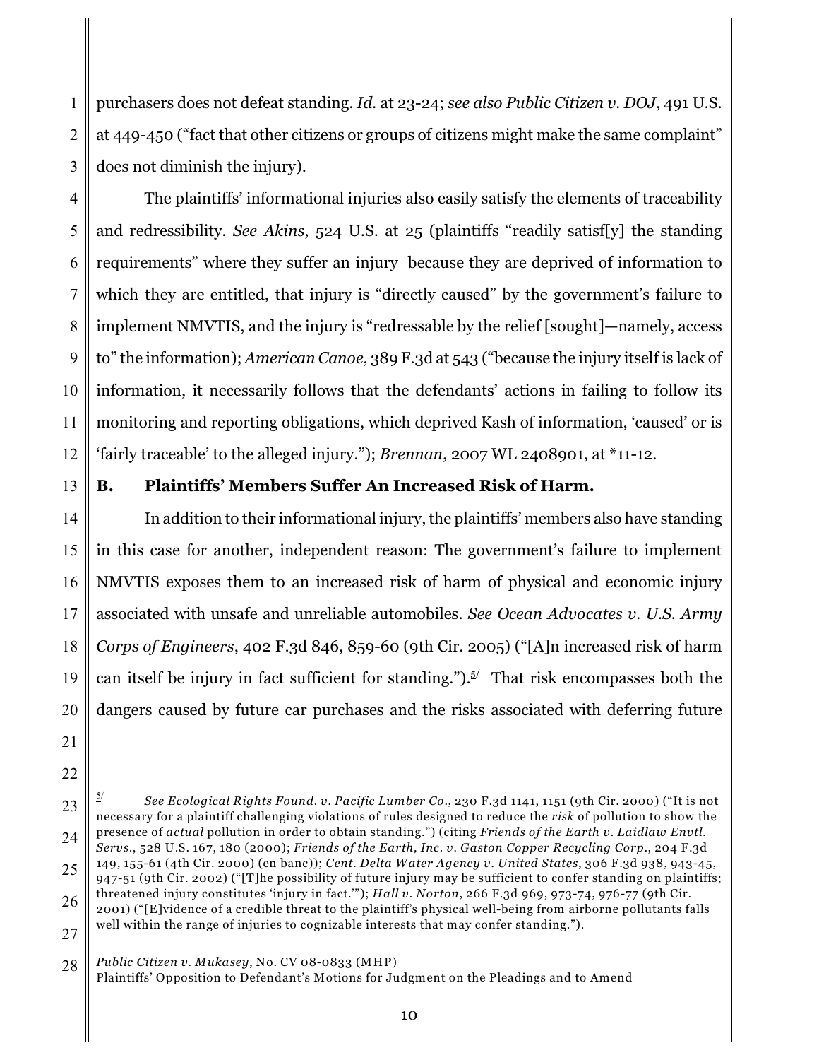purchasers does not defeat standing. *Id.* at 23-24; *see also Public Citizen v. DOJ*, 491 U.S. at 449-450 ("fact that other citizens or groups of citizens might make the same complaint" does not diminish the injury).

The plaintiffs' informational injuries also easily satisfy the elements of traceability and redressibility. *See Akins*, 524 U.S. at 25 (plaintiffs "readily satisf[y] the standing requirements" where they suffer an injury because they are deprived of information to which they are entitled, that injury is "directly caused" by the government's failure to implement NMVTIS, and the injury is "redressable by the relief [sought]—namely, access to" the information); *American Canoe*, 389 F.3d at 543 ("because the injury itself is lack of information, it necessarily follows that the defendants' actions in failing to follow its monitoring and reporting obligations, which deprived Kash of information, 'caused' or is 'fairly traceable' to the alleged injury."); *Brennan*, 2007 WL 2408901, at *11-12.

**B. Plaintiffs' Members Suffer An Increased Risk of Harm.**

In addition to their informational injury, the plaintiffs' members also have standing in this case for another, independent reason: The government's failure to implement NMVTIS exposes them to an increased risk of harm of physical and economic injury associated with unsafe and unreliable automobiles. *See Ocean Advocates v. U.S. Army Corps of Engineers*, 402 F.3d 846, 859-60 (9th Cir. 2005) ("[A]n increased risk of harm can itself be injury in fact sufficient for standing.").[5] That risk encompasses both the dangers caused by future car purchases and the risks associated with deferring future

---

[5] *See Ecological Rights Found. v. Pacific Lumber Co.*, 230 F.3d 1141, 1151 (9th Cir. 2000) ("It is not necessary for a plaintiff challenging violations of rules designed to reduce the *risk* of pollution to show the presence of *actual* pollution in order to obtain standing.") (citing *Friends of the Earth v. Laidlaw Envtl. Servs.*, 528 U.S. 167, 180 (2000); *Friends of the Earth, Inc. v. Gaston Copper Recycling Corp.*, 204 F.3d 149, 155-61 (4th Cir. 2000) (en banc)); *Cent. Delta Water Agency v. United States*, 306 F.3d 938, 943-45, 947-51 (9th Cir. 2002) ("[T]he possibility of future injury may be sufficient to confer standing on plaintiffs; threatened injury constitutes 'injury in fact.'"); *Hall v. Norton*, 266 F.3d 969, 973-74, 976-77 (9th Cir. 2001) ("[E]vidence of a credible threat to the plaintiff's physical well-being from airborne pollutants falls well within the range of injuries to cognizable interests that may confer standing.").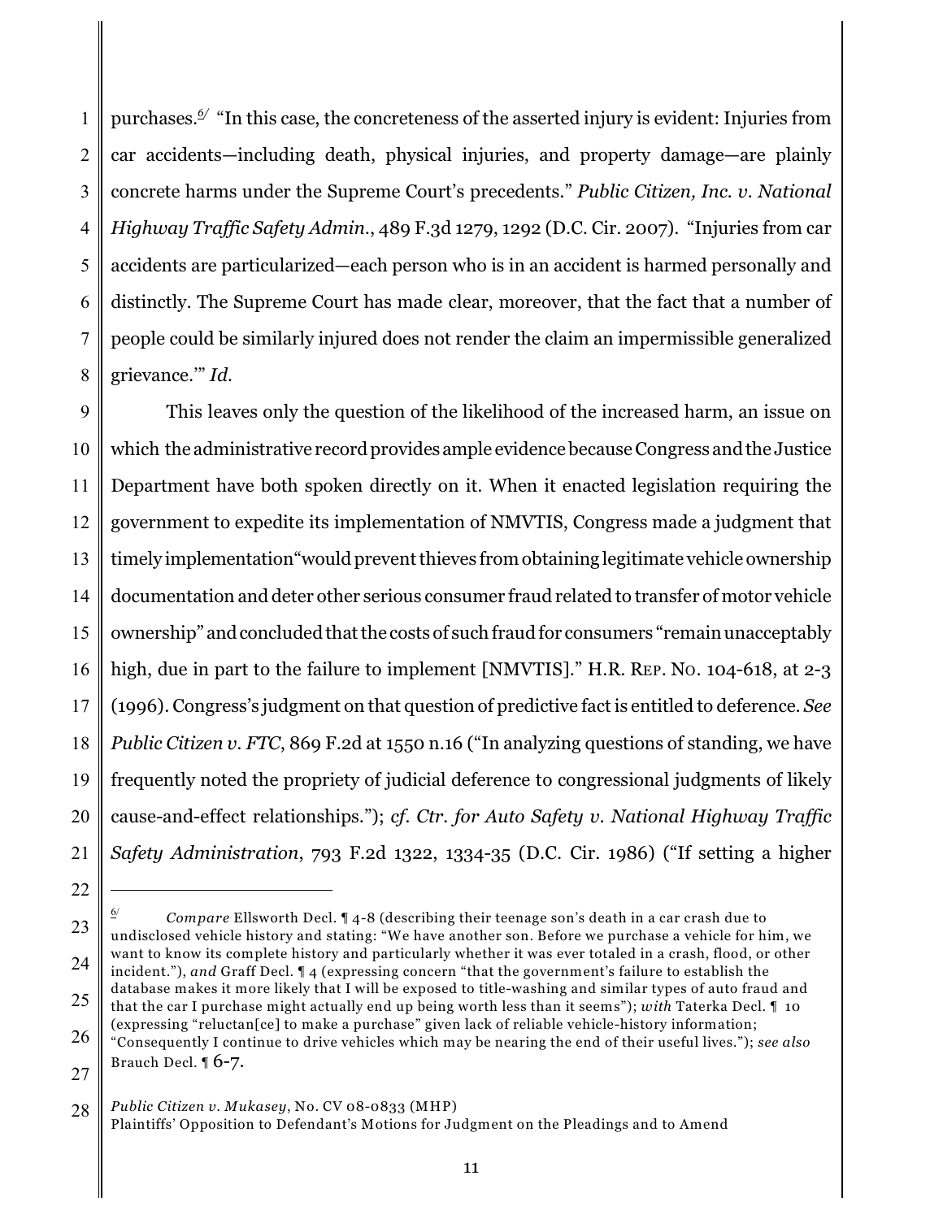purchases.[6] "In this case, the concreteness of the asserted injury is evident: Injuries from car accidents—including death, physical injuries, and property damage—are plainly concrete harms under the Supreme Court's precedents." *Public Citizen, Inc. v. National Highway Traffic Safety Admin.*, 489 F.3d 1279, 1292 (D.C. Cir. 2007). "Injuries from car accidents are particularized—each person who is in an accident is harmed personally and distinctly. The Supreme Court has made clear, moreover, that the fact that a number of people could be similarly injured does not render the claim an impermissible generalized grievance.'" *Id.*

This leaves only the question of the likelihood of the increased harm, an issue on which the administrative record provides ample evidence because Congress and the Justice Department have both spoken directly on it. When it enacted legislation requiring the government to expedite its implementation of NMVTIS, Congress made a judgment that timely implementation "would prevent thieves from obtaining legitimate vehicle ownership documentation and deter other serious consumer fraud related to transfer of motor vehicle ownership" and concluded that the costs of such fraud for consumers "remain unacceptably high, due in part to the failure to implement [NMVTIS]." H.R. Rep. No. 104-618, at 2-3 (1996). Congress's judgment on that question of predictive fact is entitled to deference. *See Public Citizen v. FTC*, 869 F.2d at 1550 n.16 ("In analyzing questions of standing, we have frequently noted the propriety of judicial deference to congressional judgments of likely cause-and-effect relationships."); *cf. Ctr. for Auto Safety v. National Highway Traffic Safety Administration*, 793 F.2d 1322, 1334-35 (D.C. Cir. 1986) ("If setting a higher

---

[6] *Compare* Ellsworth Decl. ¶ 4-8 (describing their teenage son's death in a car crash due to undisclosed vehicle history and stating: "We have another son. Before we purchase a vehicle for him, we want to know its complete history and particularly whether it was ever totaled in a crash, flood, or other incident."), *and* Graff Decl. ¶ 4 (expressing concern "that the government's failure to establish the database makes it more likely that I will be exposed to title-washing and similar types of auto fraud and that the car I purchase might actually end up being worth less than it seems"); *with* Taterka Decl. ¶ 10 (expressing "reluctan[ce] to make a purchase" given lack of reliable vehicle-history information; "Consequently I continue to drive vehicles which may be nearing the end of their useful lives."); *see also* Brauch Decl. ¶ 6-7.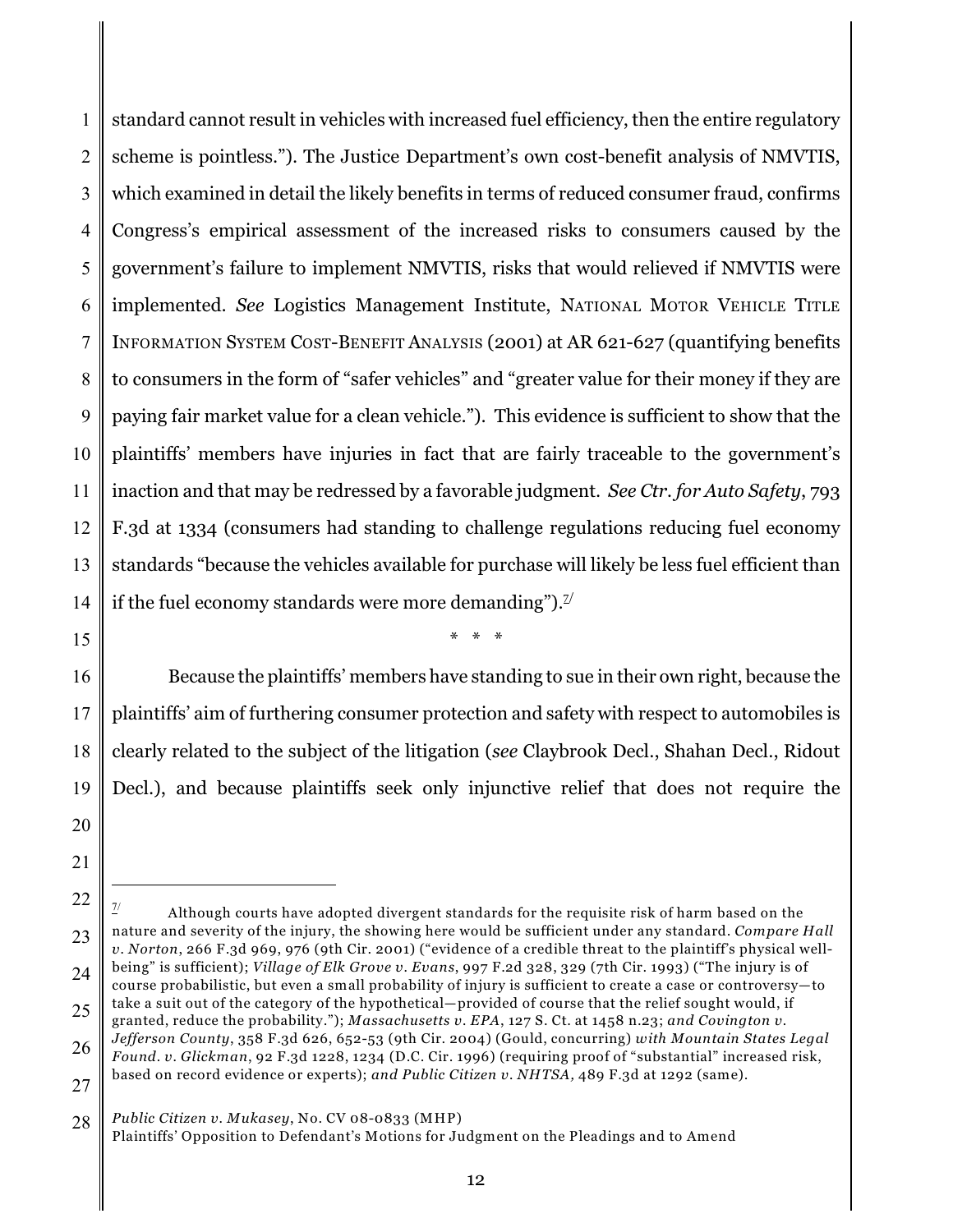standard cannot result in vehicles with increased fuel efficiency, then the entire regulatory scheme is pointless."). The Justice Department's own cost-benefit analysis of NMVTIS, which examined in detail the likely benefits in terms of reduced consumer fraud, confirms Congress's empirical assessment of the increased risks to consumers caused by the government's failure to implement NMVTIS, risks that would relieved if NMVTIS were implemented. *See* Logistics Management Institute, NATIONAL MOTOR VEHICLE TITLE INFORMATION SYSTEM COST-BENEFIT ANALYSIS (2001) at AR 621-627 (quantifying benefits to consumers in the form of "safer vehicles" and "greater value for their money if they are paying fair market value for a clean vehicle."). This evidence is sufficient to show that the plaintiffs' members have injuries in fact that are fairly traceable to the government's inaction and that may be redressed by a favorable judgment. *See Ctr. for Auto Safety*, 793 F.3d at 1334 (consumers had standing to challenge regulations reducing fuel economy standards "because the vehicles available for purchase will likely be less fuel efficient than if the fuel economy standards were more demanding").[7]

\* \* \*

Because the plaintiffs' members have standing to sue in their own right, because the plaintiffs' aim of furthering consumer protection and safety with respect to automobiles is clearly related to the subject of the litigation (*see* Claybrook Decl., Shahan Decl., Ridout Decl.), and because plaintiffs seek only injunctive relief that does not require the

---

[7] Although courts have adopted divergent standards for the requisite risk of harm based on the nature and severity of the injury, the showing here would be sufficient under any standard. *Compare Hall v. Norton*, 266 F.3d 969, 976 (9th Cir. 2001) ("evidence of a credible threat to the plaintiff's physical well-being" is sufficient); *Village of Elk Grove v. Evans*, 997 F.2d 328, 329 (7th Cir. 1993) ("The injury is of course probabilistic, but even a small probability of injury is sufficient to create a case or controversy—to take a suit out of the category of the hypothetical—provided of course that the relief sought would, if granted, reduce the probability."); *Massachusetts v. EPA*, 127 S. Ct. at 1458 n.23; *and Covington v. Jefferson County*, 358 F.3d 626, 652-53 (9th Cir. 2004) (Gould, concurring) *with Mountain States Legal Found. v. Glickman*, 92 F.3d 1228, 1234 (D.C. Cir. 1996) (requiring proof of "substantial" increased risk, based on record evidence or experts); *and Public Citizen v. NHTSA,* 489 F.3d at 1292 (same).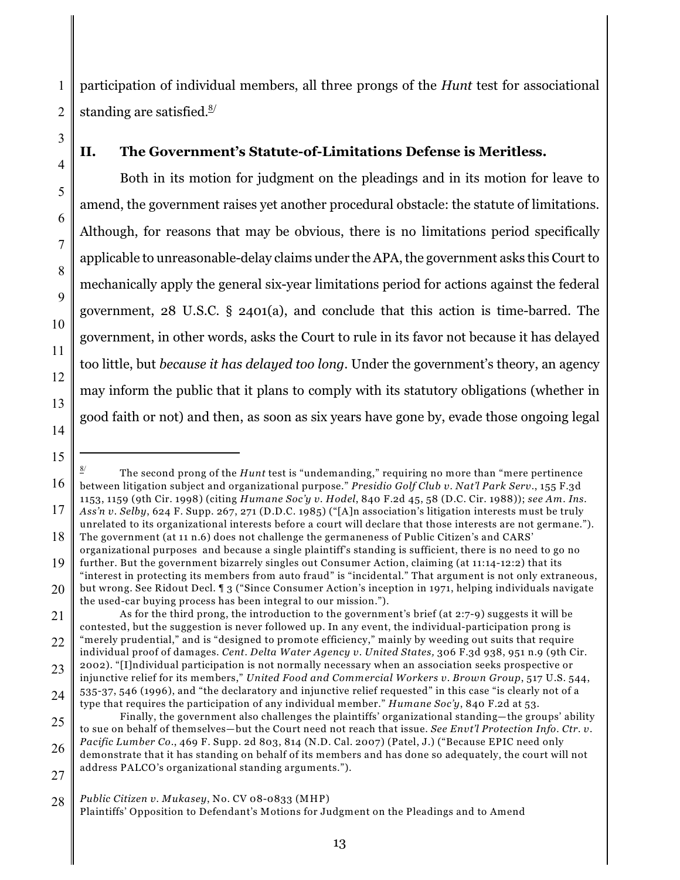participation of individual members, all three prongs of the *Hunt* test for associational standing are satisfied.[8]

## II. The Government's Statute-of-Limitations Defense is Meritless.

Both in its motion for judgment on the pleadings and in its motion for leave to amend, the government raises yet another procedural obstacle: the statute of limitations. Although, for reasons that may be obvious, there is no limitations period specifically applicable to unreasonable-delay claims under the APA, the government asks this Court to mechanically apply the general six-year limitations period for actions against the federal government, 28 U.S.C. § 2401(a), and conclude that this action is time-barred. The government, in other words, asks the Court to rule in its favor not because it has delayed too little, but *because it has delayed too long*. Under the government's theory, an agency may inform the public that it plans to comply with its statutory obligations (whether in good faith or not) and then, as soon as six years have gone by, evade those ongoing legal

---

[8] The second prong of the *Hunt* test is "undemanding," requiring no more than "mere pertinence between litigation subject and organizational purpose." *Presidio Golf Club v. Nat'l Park Serv.*, 155 F.3d 1153, 1159 (9th Cir. 1998) (citing *Humane Soc'y v. Hodel*, 840 F.2d 45, 58 (D.C. Cir. 1988)); *see Am. Ins. Ass'n v. Selby*, 624 F. Supp. 267, 271 (D.D.C. 1985) ("[A]n association's litigation interests must be truly unrelated to its organizational interests before a court will declare that those interests are not germane."). The government (at 11 n.6) does not challenge the germaneness of Public Citizen's and CARS' organizational purposes and because a single plaintiff's standing is sufficient, there is no need to go no further. But the government bizarrely singles out Consumer Action, claiming (at 11:14-12:2) that its "interest in protecting its members from auto fraud" is "incidental." That argument is not only extraneous, but wrong. See Ridout Decl. ¶ 3 ("Since Consumer Action's inception in 1971, helping individuals navigate the used-car buying process has been integral to our mission.").

As for the third prong, the introduction to the government's brief (at 2:7-9) suggests it will be contested, but the suggestion is never followed up. In any event, the individual-participation prong is "merely prudential," and is "designed to promote efficiency," mainly by weeding out suits that require individual proof of damages. *Cent. Delta Water Agency v. United States,* 306 F.3d 938, 951 n.9 (9th Cir. 2002). "[I]ndividual participation is not normally necessary when an association seeks prospective or injunctive relief for its members," *United Food and Commercial Workers v. Brown Group*, 517 U.S. 544, 535-37, 546 (1996), and "the declaratory and injunctive relief requested" in this case "is clearly not of a type that requires the participation of any individual member." *Humane Soc'y*, 840 F.2d at 53.

Finally, the government also challenges the plaintiffs' organizational standing—the groups' ability to sue on behalf of themselves—but the Court need not reach that issue. *See Envt'l Protection Info. Ctr. v. Pacific Lumber Co.*, 469 F. Supp. 2d 803, 814 (N.D. Cal. 2007) (Patel, J.) ("Because EPIC need only demonstrate that it has standing on behalf of its members and has done so adequately, the court will not address PALCO's organizational standing arguments.").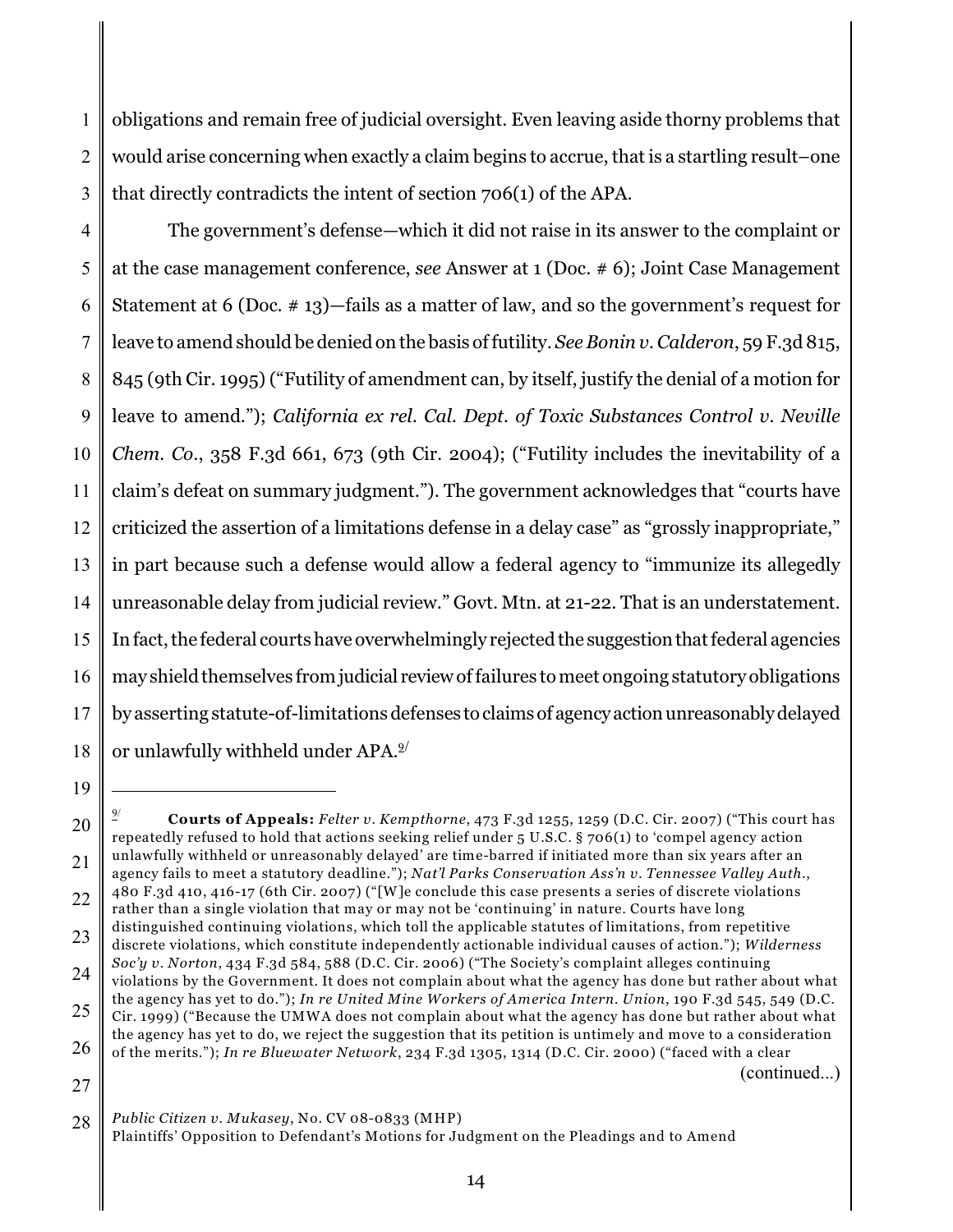obligations and remain free of judicial oversight. Even leaving aside thorny problems that would arise concerning when exactly a claim begins to accrue, that is a startling result–one that directly contradicts the intent of section 706(1) of the APA.

The government's defense—which it did not raise in its answer to the complaint or at the case management conference, *see* Answer at 1 (Doc. # 6); Joint Case Management Statement at 6 (Doc. # 13)—fails as a matter of law, and so the government's request for leave to amend should be denied on the basis of futility. *See Bonin v. Calderon*, 59 F.3d 815, 845 (9th Cir. 1995) ("Futility of amendment can, by itself, justify the denial of a motion for leave to amend."); *California ex rel. Cal. Dept. of Toxic Substances Control v. Neville Chem. Co.*, 358 F.3d 661, 673 (9th Cir. 2004); ("Futility includes the inevitability of a claim's defeat on summary judgment."). The government acknowledges that "courts have criticized the assertion of a limitations defense in a delay case" as "grossly inappropriate," in part because such a defense would allow a federal agency to "immunize its allegedly unreasonable delay from judicial review." Govt. Mtn. at 21-22. That is an understatement. In fact, the federal courts have overwhelmingly rejected the suggestion that federal agencies may shield themselves from judicial review of failures to meet ongoing statutory obligations by asserting statute-of-limitations defenses to claims of agency action unreasonably delayed or unlawfully withheld under APA.[9]

---

[9] **Courts of Appeals:** *Felter v. Kempthorne*, 473 F.3d 1255, 1259 (D.C. Cir. 2007) ("This court has repeatedly refused to hold that actions seeking relief under 5 U.S.C. § 706(1) to 'compel agency action unlawfully withheld or unreasonably delayed' are time-barred if initiated more than six years after an agency fails to meet a statutory deadline."); *Nat'l Parks Conservation Ass'n v. Tennessee Valley Auth.*, 480 F.3d 410, 416-17 (6th Cir. 2007) ("[W]e conclude this case presents a series of discrete violations rather than a single violation that may or may not be 'continuing' in nature. Courts have long distinguished continuing violations, which toll the applicable statutes of limitations, from repetitive discrete violations, which constitute independently actionable individual causes of action."); *Wilderness Soc'y v. Norton*, 434 F.3d 584, 588 (D.C. Cir. 2006) ("The Society's complaint alleges continuing violations by the Government. It does not complain about what the agency has done but rather about what the agency has yet to do."); *In re United Mine Workers of America Intern. Union*, 190 F.3d 545, 549 (D.C. Cir. 1999) ("Because the UMWA does not complain about what the agency has done but rather about what the agency has yet to do, we reject the suggestion that its petition is untimely and move to a consideration of the merits."); *In re Bluewater Network*, 234 F.3d 1305, 1314 (D.C. Cir. 2000) ("faced with a clear (continued...)

*Public Citizen v. Mukasey*, No. CV 08-0833 (MHP)
Plaintiffs' Opposition to Defendant's Motions for Judgment on the Pleadings and to Amend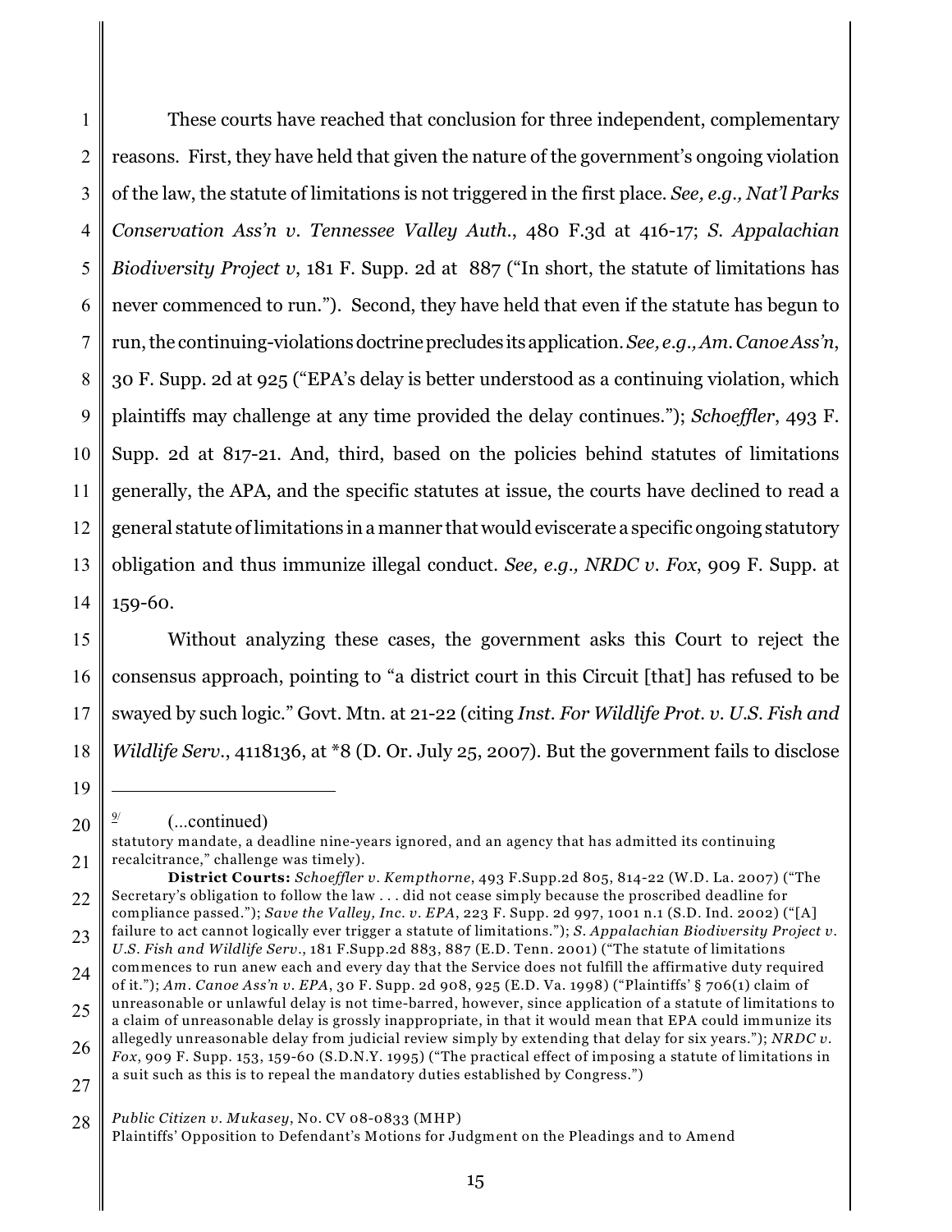These courts have reached that conclusion for three independent, complementary reasons. First, they have held that given the nature of the government's ongoing violation of the law, the statute of limitations is not triggered in the first place. *See, e.g., Nat'l Parks Conservation Ass'n v. Tennessee Valley Auth.*, 480 F.3d at 416-17; *S. Appalachian Biodiversity Project v*, 181 F. Supp. 2d at 887 ("In short, the statute of limitations has never commenced to run."). Second, they have held that even if the statute has begun to run, the continuing-violations doctrine precludes its application. *See, e.g., Am. Canoe Ass'n*, 30 F. Supp. 2d at 925 ("EPA's delay is better understood as a continuing violation, which plaintiffs may challenge at any time provided the delay continues."); *Schoeffler*, 493 F. Supp. 2d at 817-21. And, third, based on the policies behind statutes of limitations generally, the APA, and the specific statutes at issue, the courts have declined to read a general statute of limitations in a manner that would eviscerate a specific ongoing statutory obligation and thus immunize illegal conduct. *See, e.g., NRDC v. Fox*, 909 F. Supp. at 159-60.

Without analyzing these cases, the government asks this Court to reject the consensus approach, pointing to "a district court in this Circuit [that] has refused to be swayed by such logic." Govt. Mtn. at 21-22 (citing *Inst. For Wildlife Prot. v. U.S. Fish and Wildlife Serv.*, 4118136, at *8 (D. Or. July 25, 2007). But the government fails to disclose

---

[9] (...continued)
statutory mandate, a deadline nine-years ignored, and an agency that has admitted its continuing recalcitrance," challenge was timely).

**District Courts:** *Schoeffler v. Kempthorne*, 493 F.Supp.2d 805, 814-22 (W.D. La. 2007) ("The Secretary's obligation to follow the law . . . did not cease simply because the proscribed deadline for compliance passed."); *Save the Valley, Inc. v. EPA*, 223 F. Supp. 2d 997, 1001 n.1 (S.D. Ind. 2002) ("[A] failure to act cannot logically ever trigger a statute of limitations."); *S. Appalachian Biodiversity Project v. U.S. Fish and Wildlife Serv.*, 181 F.Supp.2d 883, 887 (E.D. Tenn. 2001) ("The statute of limitations commences to run anew each and every day that the Service does not fulfill the affirmative duty required of it."); *Am. Canoe Ass'n v. EPA*, 30 F. Supp. 2d 908, 925 (E.D. Va. 1998) ("Plaintiffs' § 706(1) claim of unreasonable or unlawful delay is not time-barred, however, since application of a statute of limitations to a claim of unreasonable delay is grossly inappropriate, in that it would mean that EPA could immunize its allegedly unreasonable delay from judicial review simply by extending that delay for six years."); *NRDC v. Fox*, 909 F. Supp. 153, 159-60 (S.D.N.Y. 1995) ("The practical effect of imposing a statute of limitations in a suit such as this is to repeal the mandatory duties established by Congress.")

*Public Citizen v. Mukasey*, No. CV 08-0833 (MHP)
Plaintiffs' Opposition to Defendant's Motions for Judgment on the Pleadings and to Amend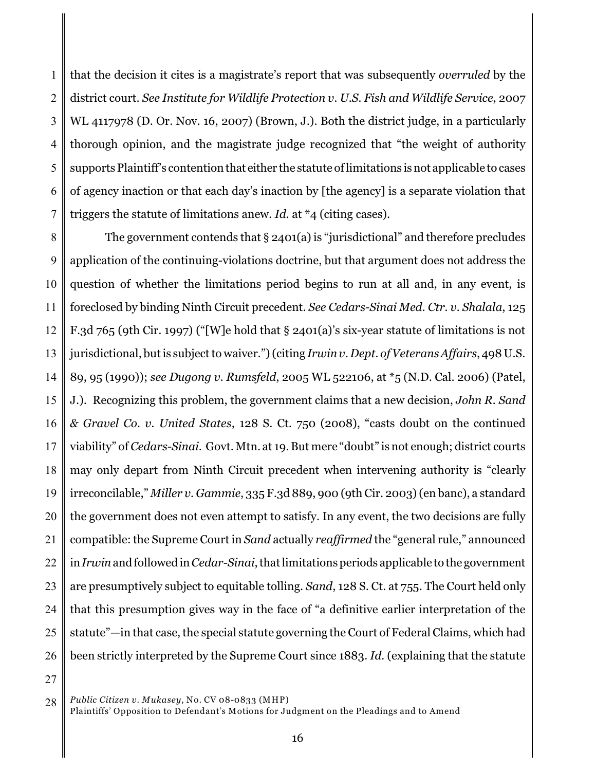that the decision it cites is a magistrate's report that was subsequently *overruled* by the district court. *See Institute for Wildlife Protection v. U.S. Fish and Wildlife Service*, 2007 WL 4117978 (D. Or. Nov. 16, 2007) (Brown, J.). Both the district judge, in a particularly thorough opinion, and the magistrate judge recognized that "the weight of authority supports Plaintiff's contention that either the statute of limitations is not applicable to cases of agency inaction or that each day's inaction by [the agency] is a separate violation that triggers the statute of limitations anew. *Id.* at *4 (citing cases).

The government contends that § 2401(a) is "jurisdictional" and therefore precludes application of the continuing-violations doctrine, but that argument does not address the question of whether the limitations period begins to run at all and, in any event, is foreclosed by binding Ninth Circuit precedent. *See Cedars-Sinai Med. Ctr. v. Shalala*, 125 F.3d 765 (9th Cir. 1997) ("[W]e hold that § 2401(a)'s six-year statute of limitations is not jurisdictional, but is subject to waiver.") (citing *Irwin v. Dept. of Veterans Affairs*, 498 U.S. 89, 95 (1990)); *see Dugong v. Rumsfeld*, 2005 WL 522106, at *5 (N.D. Cal. 2006) (Patel, J.). Recognizing this problem, the government claims that a new decision, *John R. Sand & Gravel Co. v. United States*, 128 S. Ct. 750 (2008), "casts doubt on the continued viability" of *Cedars-Sinai*. Govt. Mtn. at 19. But mere "doubt" is not enough; district courts may only depart from Ninth Circuit precedent when intervening authority is "clearly irreconcilable," *Miller v. Gammie*, 335 F.3d 889, 900 (9th Cir. 2003) (en banc), a standard the government does not even attempt to satisfy. In any event, the two decisions are fully compatible: the Supreme Court in *Sand* actually *reaffirmed* the "general rule," announced in *Irwin* and followed in *Cedar-Sinai*, that limitations periods applicable to the government are presumptively subject to equitable tolling. *Sand*, 128 S. Ct. at 755. The Court held only that this presumption gives way in the face of "a definitive earlier interpretation of the statute"—in that case, the special statute governing the Court of Federal Claims, which had been strictly interpreted by the Supreme Court since 1883. *Id.* (explaining that the statute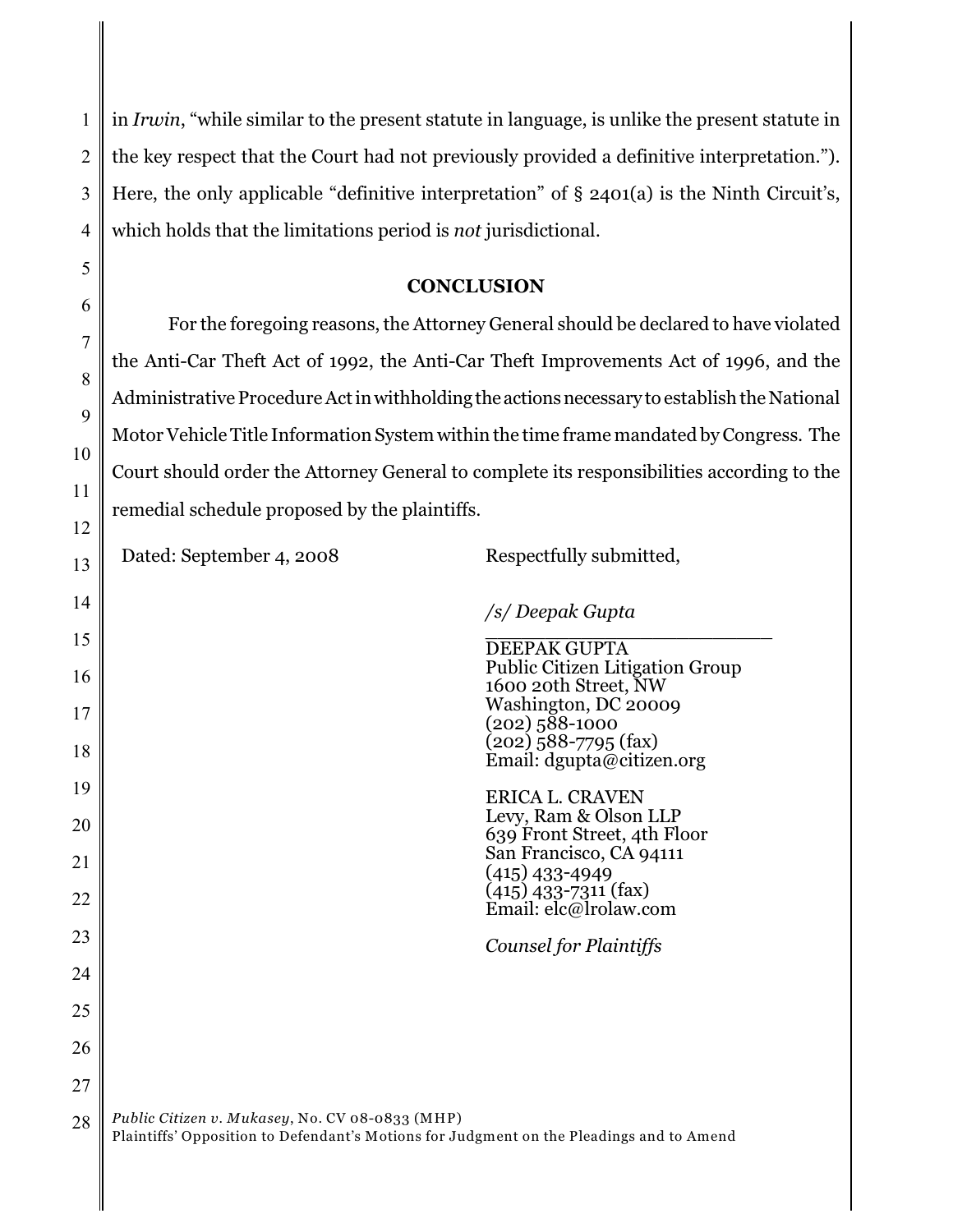in *Irwin*, "while similar to the present statute in language, is unlike the present statute in the key respect that the Court had not previously provided a definitive interpretation."). Here, the only applicable "definitive interpretation" of § 2401(a) is the Ninth Circuit's, which holds that the limitations period is *not* jurisdictional.

## CONCLUSION

For the foregoing reasons, the Attorney General should be declared to have violated the Anti-Car Theft Act of 1992, the Anti-Car Theft Improvements Act of 1996, and the Administrative Procedure Act in withholding the actions necessary to establish the National Motor Vehicle Title Information System within the time frame mandated by Congress. The Court should order the Attorney General to complete its responsibilities according to the remedial schedule proposed by the plaintiffs.

Dated: September 4, 2008

Respectfully submitted,

*/s/ Deepak Gupta*

DEEPAK GUPTA
Public Citizen Litigation Group
1600 20th Street, NW
Washington, DC 20009
(202) 588-1000
(202) 588-7795 (fax)
Email: dgupta@citizen.org

ERICA L. CRAVEN
Levy, Ram & Olson LLP
639 Front Street, 4th Floor
San Francisco, CA 94111
(415) 433-4949
(415) 433-7311 (fax)
Email: elc@lrolaw.com

*Counsel for Plaintiffs*